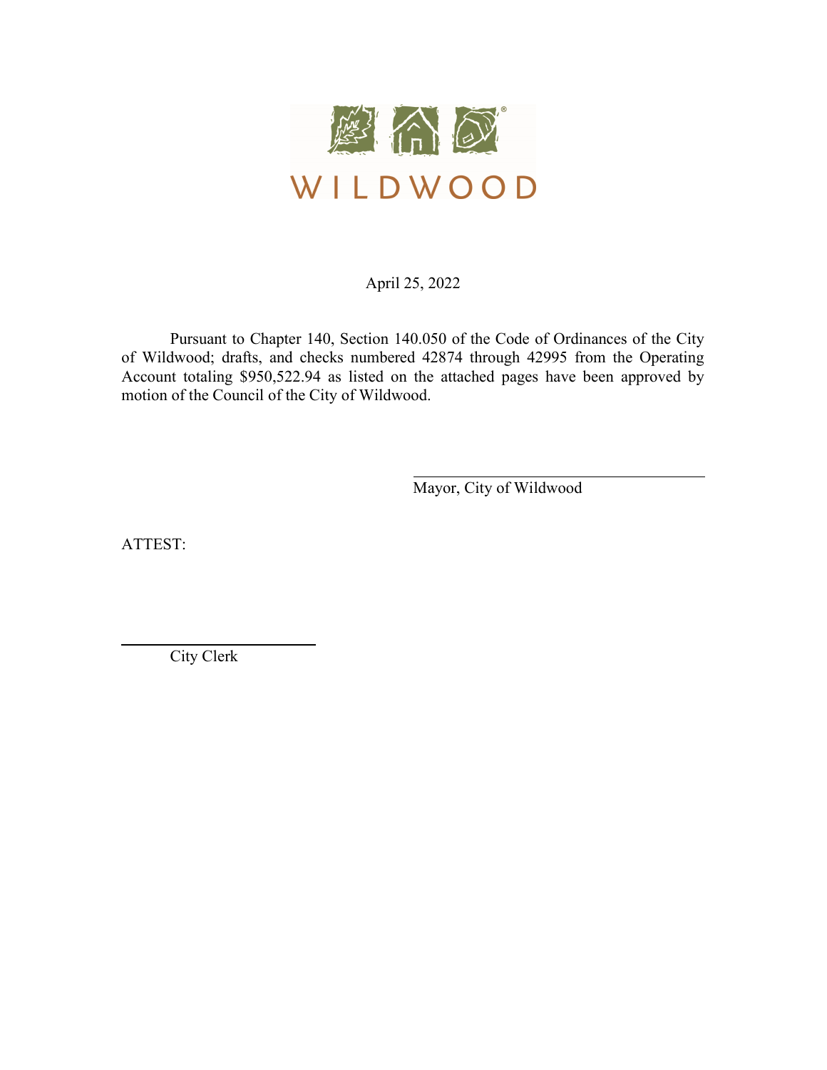WILDWOOD

April 25, 2022

Pursuant to Chapter 140, Section 140.050 of the Code of Ordinances of the City of Wildwood; drafts, and checks numbered 42874 through 42995 from the Operating Account totaling $950,522.94 as listed on the attached pages have been approved by motion of the Council of the City of Wildwood.

Mayor, City of Wildwood

ATTEST:

City Clerk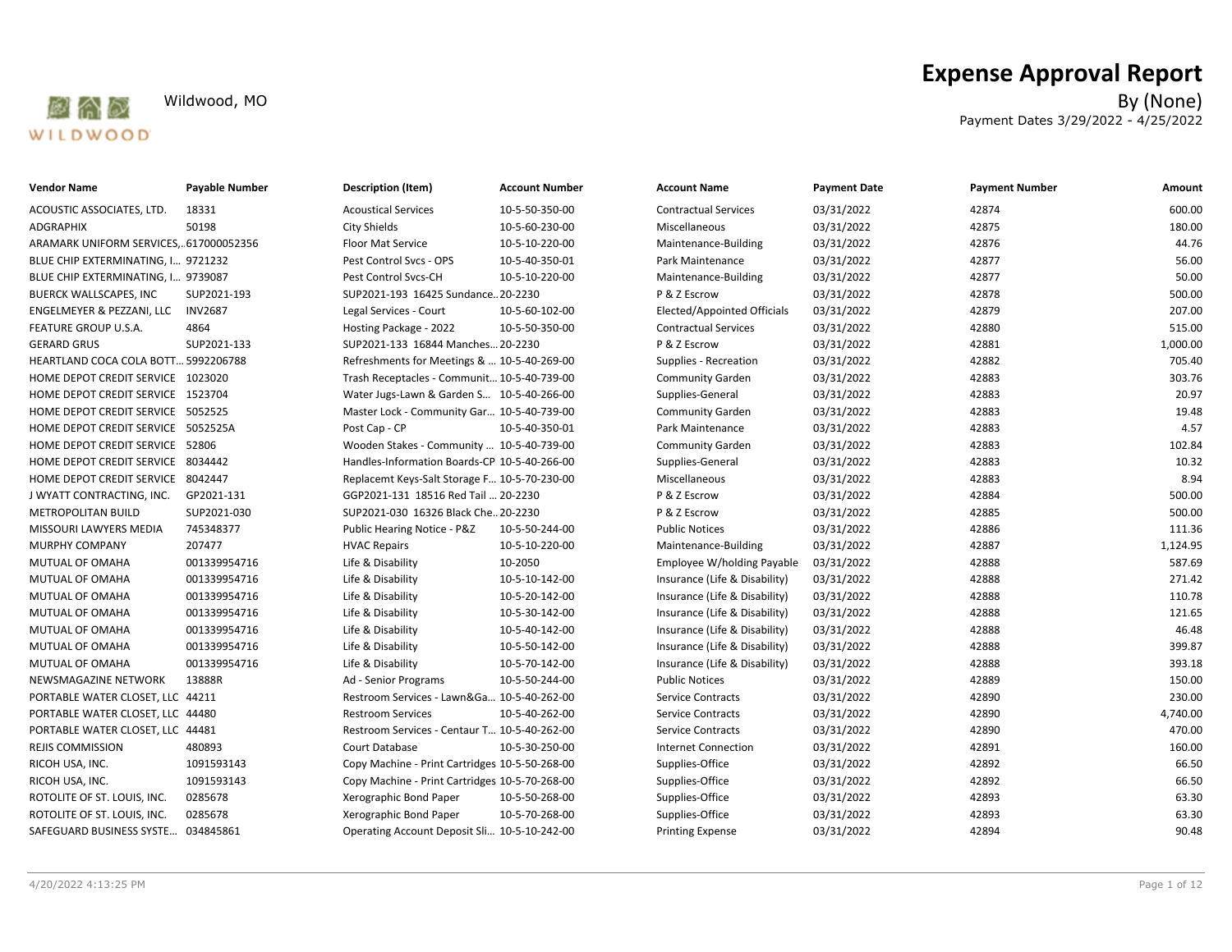# Expense Approval Report

Wildwood, MO

By (None)

Payment Dates 3/29/2022 - 4/25/2022

| Vendor Name | Payable Number | Description (Item) | Account Number | Account Name | Payment Date | Payment Number | Amount |
|---|---|---|---|---|---|---|---|
| ACOUSTIC ASSOCIATES, LTD. | 18331 | Acoustical Services | 10-5-50-350-00 | Contractual Services | 03/31/2022 | 42874 | 600.00 |
| ADGRAPHIX | 50198 | City Shields | 10-5-60-230-00 | Miscellaneous | 03/31/2022 | 42875 | 180.00 |
| ARAMARK UNIFORM SERVICES,.. | 617000052356 | Floor Mat Service | 10-5-10-220-00 | Maintenance-Building | 03/31/2022 | 42876 | 44.76 |
| BLUE CHIP EXTERMINATING, I... | 9721232 | Pest Control Svcs - OPS | 10-5-40-350-01 | Park Maintenance | 03/31/2022 | 42877 | 56.00 |
| BLUE CHIP EXTERMINATING, I... | 9739087 | Pest Control Svcs-CH | 10-5-10-220-00 | Maintenance-Building | 03/31/2022 | 42877 | 50.00 |
| BUERCK WALLSCAPES, INC | SUP2021-193 | SUP2021-193 16425 Sundance... | 20-2230 | P & Z Escrow | 03/31/2022 | 42878 | 500.00 |
| ENGELMEYER & PEZZANI, LLC | INV2687 | Legal Services - Court | 10-5-60-102-00 | Elected/Appointed Officials | 03/31/2022 | 42879 | 207.00 |
| FEATURE GROUP U.S.A. | 4864 | Hosting Package - 2022 | 10-5-50-350-00 | Contractual Services | 03/31/2022 | 42880 | 515.00 |
| GERARD GRUS | SUP2021-133 | SUP2021-133 16844 Manches... | 20-2230 | P & Z Escrow | 03/31/2022 | 42881 | 1,000.00 |
| HEARTLAND COCA COLA BOTT... | 5992206788 | Refreshments for Meetings & ... | 10-5-40-269-00 | Supplies - Recreation | 03/31/2022 | 42882 | 705.40 |
| HOME DEPOT CREDIT SERVICE | 1023020 | Trash Receptacles - Communit... | 10-5-40-739-00 | Community Garden | 03/31/2022 | 42883 | 303.76 |
| HOME DEPOT CREDIT SERVICE | 1523704 | Water Jugs-Lawn & Garden S... | 10-5-40-266-00 | Supplies-General | 03/31/2022 | 42883 | 20.97 |
| HOME DEPOT CREDIT SERVICE | 5052525 | Master Lock - Community Gar... | 10-5-40-739-00 | Community Garden | 03/31/2022 | 42883 | 19.48 |
| HOME DEPOT CREDIT SERVICE | 5052525A | Post Cap - CP | 10-5-40-350-01 | Park Maintenance | 03/31/2022 | 42883 | 4.57 |
| HOME DEPOT CREDIT SERVICE | 52806 | Wooden Stakes - Community ... | 10-5-40-739-00 | Community Garden | 03/31/2022 | 42883 | 102.84 |
| HOME DEPOT CREDIT SERVICE | 8034442 | Handles-Information Boards-CP | 10-5-40-266-00 | Supplies-General | 03/31/2022 | 42883 | 10.32 |
| HOME DEPOT CREDIT SERVICE | 8042447 | Replacemt Keys-Salt Storage F... | 10-5-70-230-00 | Miscellaneous | 03/31/2022 | 42883 | 8.94 |
| J WYATT CONTRACTING, INC. | GP2021-131 | GGP2021-131 18516 Red Tail ... | 20-2230 | P & Z Escrow | 03/31/2022 | 42884 | 500.00 |
| METROPOLITAN BUILD | SUP2021-030 | SUP2021-030 16326 Black Che... | 20-2230 | P & Z Escrow | 03/31/2022 | 42885 | 500.00 |
| MISSOURI LAWYERS MEDIA | 745348377 | Public Hearing Notice - P&Z | 10-5-50-244-00 | Public Notices | 03/31/2022 | 42886 | 111.36 |
| MURPHY COMPANY | 207477 | HVAC Repairs | 10-5-10-220-00 | Maintenance-Building | 03/31/2022 | 42887 | 1,124.95 |
| MUTUAL OF OMAHA | 001339954716 | Life & Disability | 10-2050 | Employee W/holding Payable | 03/31/2022 | 42888 | 587.69 |
| MUTUAL OF OMAHA | 001339954716 | Life & Disability | 10-5-10-142-00 | Insurance (Life & Disability) | 03/31/2022 | 42888 | 271.42 |
| MUTUAL OF OMAHA | 001339954716 | Life & Disability | 10-5-20-142-00 | Insurance (Life & Disability) | 03/31/2022 | 42888 | 110.78 |
| MUTUAL OF OMAHA | 001339954716 | Life & Disability | 10-5-30-142-00 | Insurance (Life & Disability) | 03/31/2022 | 42888 | 121.65 |
| MUTUAL OF OMAHA | 001339954716 | Life & Disability | 10-5-40-142-00 | Insurance (Life & Disability) | 03/31/2022 | 42888 | 46.48 |
| MUTUAL OF OMAHA | 001339954716 | Life & Disability | 10-5-50-142-00 | Insurance (Life & Disability) | 03/31/2022 | 42888 | 399.87 |
| MUTUAL OF OMAHA | 001339954716 | Life & Disability | 10-5-70-142-00 | Insurance (Life & Disability) | 03/31/2022 | 42888 | 393.18 |
| NEWSMAGAZINE NETWORK | 13888R | Ad - Senior Programs | 10-5-50-244-00 | Public Notices | 03/31/2022 | 42889 | 150.00 |
| PORTABLE WATER CLOSET, LLC | 44211 | Restroom Services - Lawn&Ga... | 10-5-40-262-00 | Service Contracts | 03/31/2022 | 42890 | 230.00 |
| PORTABLE WATER CLOSET, LLC | 44480 | Restroom Services | 10-5-40-262-00 | Service Contracts | 03/31/2022 | 42890 | 4,740.00 |
| PORTABLE WATER CLOSET, LLC | 44481 | Restroom Services - Centaur T... | 10-5-40-262-00 | Service Contracts | 03/31/2022 | 42890 | 470.00 |
| REJIS COMMISSION | 480893 | Court Database | 10-5-30-250-00 | Internet Connection | 03/31/2022 | 42891 | 160.00 |
| RICOH USA, INC. | 1091593143 | Copy Machine - Print Cartridges | 10-5-50-268-00 | Supplies-Office | 03/31/2022 | 42892 | 66.50 |
| RICOH USA, INC. | 1091593143 | Copy Machine - Print Cartridges | 10-5-70-268-00 | Supplies-Office | 03/31/2022 | 42892 | 66.50 |
| ROTOLITE OF ST. LOUIS, INC. | 0285678 | Xerographic Bond Paper | 10-5-50-268-00 | Supplies-Office | 03/31/2022 | 42893 | 63.30 |
| ROTOLITE OF ST. LOUIS, INC. | 0285678 | Xerographic Bond Paper | 10-5-70-268-00 | Supplies-Office | 03/31/2022 | 42893 | 63.30 |
| SAFEGUARD BUSINESS SYSTE... | 034845861 | Operating Account Deposit Sli... | 10-5-10-242-00 | Printing Expense | 03/31/2022 | 42894 | 90.48 |

4/20/2022 4:13:25 PM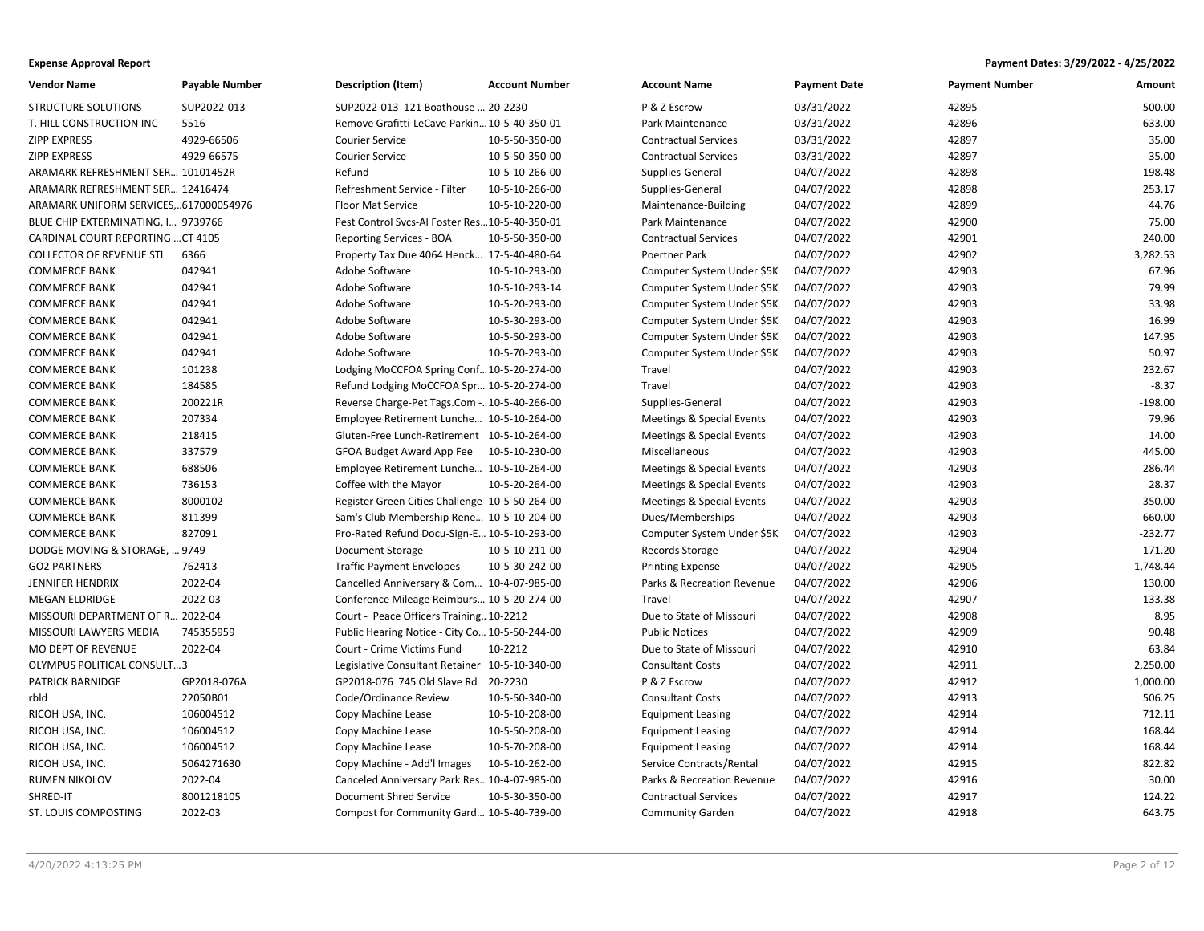**Expense Approval Report** | **Payment Dates: 3/29/2022 - 4/25/2022**

| Vendor Name | Payable Number | Description (Item) | Account Number | Account Name | Payment Date | Payment Number | Amount |
|---|---|---|---|---|---|---|---|
| STRUCTURE SOLUTIONS | SUP2022-013 | SUP2022-013 121 Boathouse ... | 20-2230 | P & Z Escrow | 03/31/2022 | 42895 | 500.00 |
| T. HILL CONSTRUCTION INC | 5516 | Remove Grafitti-LeCave Parkin... | 10-5-40-350-01 | Park Maintenance | 03/31/2022 | 42896 | 633.00 |
| ZIPP EXPRESS | 4929-66506 | Courier Service | 10-5-50-350-00 | Contractual Services | 03/31/2022 | 42897 | 35.00 |
| ZIPP EXPRESS | 4929-66575 | Courier Service | 10-5-50-350-00 | Contractual Services | 03/31/2022 | 42897 | 35.00 |
| ARAMARK REFRESHMENT SER... | 10101452R | Refund | 10-5-10-266-00 | Supplies-General | 04/07/2022 | 42898 | -198.48 |
| ARAMARK REFRESHMENT SER... | 12416474 | Refreshment Service - Filter | 10-5-10-266-00 | Supplies-General | 04/07/2022 | 42898 | 253.17 |
| ARAMARK UNIFORM SERVICES,... | 617000054976 | Floor Mat Service | 10-5-10-220-00 | Maintenance-Building | 04/07/2022 | 42899 | 44.76 |
| BLUE CHIP EXTERMINATING, I... | 9739766 | Pest Control Svcs-Al Foster Res... | 10-5-40-350-01 | Park Maintenance | 04/07/2022 | 42900 | 75.00 |
| CARDINAL COURT REPORTING ... | CT 4105 | Reporting Services - BOA | 10-5-50-350-00 | Contractual Services | 04/07/2022 | 42901 | 240.00 |
| COLLECTOR OF REVENUE STL | 6366 | Property Tax Due 4064 Henck... | 17-5-40-480-64 | Poertner Park | 04/07/2022 | 42902 | 3,282.53 |
| COMMERCE BANK | 042941 | Adobe Software | 10-5-10-293-00 | Computer System Under $5K | 04/07/2022 | 42903 | 67.96 |
| COMMERCE BANK | 042941 | Adobe Software | 10-5-10-293-14 | Computer System Under $5K | 04/07/2022 | 42903 | 79.99 |
| COMMERCE BANK | 042941 | Adobe Software | 10-5-20-293-00 | Computer System Under $5K | 04/07/2022 | 42903 | 33.98 |
| COMMERCE BANK | 042941 | Adobe Software | 10-5-30-293-00 | Computer System Under $5K | 04/07/2022 | 42903 | 16.99 |
| COMMERCE BANK | 042941 | Adobe Software | 10-5-50-293-00 | Computer System Under $5K | 04/07/2022 | 42903 | 147.95 |
| COMMERCE BANK | 042941 | Adobe Software | 10-5-70-293-00 | Computer System Under $5K | 04/07/2022 | 42903 | 50.97 |
| COMMERCE BANK | 101238 | Lodging MoCCFOA Spring Conf... | 10-5-20-274-00 | Travel | 04/07/2022 | 42903 | 232.67 |
| COMMERCE BANK | 184585 | Refund Lodging MoCCFOA Spr... | 10-5-20-274-00 | Travel | 04/07/2022 | 42903 | -8.37 |
| COMMERCE BANK | 200221R | Reverse Charge-Pet Tags.Com -... | 10-5-40-266-00 | Supplies-General | 04/07/2022 | 42903 | -198.00 |
| COMMERCE BANK | 207334 | Employee Retirement Lunche... | 10-5-10-264-00 | Meetings & Special Events | 04/07/2022 | 42903 | 79.96 |
| COMMERCE BANK | 218415 | Gluten-Free Lunch-Retirement | 10-5-10-264-00 | Meetings & Special Events | 04/07/2022 | 42903 | 14.00 |
| COMMERCE BANK | 337579 | GFOA Budget Award App Fee | 10-5-10-230-00 | Miscellaneous | 04/07/2022 | 42903 | 445.00 |
| COMMERCE BANK | 688506 | Employee Retirement Lunche... | 10-5-10-264-00 | Meetings & Special Events | 04/07/2022 | 42903 | 286.44 |
| COMMERCE BANK | 736153 | Coffee with the Mayor | 10-5-20-264-00 | Meetings & Special Events | 04/07/2022 | 42903 | 28.37 |
| COMMERCE BANK | 8000102 | Register Green Cities Challenge | 10-5-50-264-00 | Meetings & Special Events | 04/07/2022 | 42903 | 350.00 |
| COMMERCE BANK | 811399 | Sam's Club Membership Rene... | 10-5-10-204-00 | Dues/Memberships | 04/07/2022 | 42903 | 660.00 |
| COMMERCE BANK | 827091 | Pro-Rated Refund Docu-Sign-E... | 10-5-10-293-00 | Computer System Under $5K | 04/07/2022 | 42903 | -232.77 |
| DODGE MOVING & STORAGE, ... | 9749 | Document Storage | 10-5-10-211-00 | Records Storage | 04/07/2022 | 42904 | 171.20 |
| GO2 PARTNERS | 762413 | Traffic Payment Envelopes | 10-5-30-242-00 | Printing Expense | 04/07/2022 | 42905 | 1,748.44 |
| JENNIFER HENDRIX | 2022-04 | Cancelled Anniversary & Com... | 10-4-07-985-00 | Parks & Recreation Revenue | 04/07/2022 | 42906 | 130.00 |
| MEGAN ELDRIDGE | 2022-03 | Conference Mileage Reimburs... | 10-5-20-274-00 | Travel | 04/07/2022 | 42907 | 133.38 |
| MISSOURI DEPARTMENT OF R... | 2022-04 | Court - Peace Officers Training... | 10-2212 | Due to State of Missouri | 04/07/2022 | 42908 | 8.95 |
| MISSOURI LAWYERS MEDIA | 745355959 | Public Hearing Notice - City Co... | 10-5-50-244-00 | Public Notices | 04/07/2022 | 42909 | 90.48 |
| MO DEPT OF REVENUE | 2022-04 | Court - Crime Victims Fund | 10-2212 | Due to State of Missouri | 04/07/2022 | 42910 | 63.84 |
| OLYMPUS POLITICAL CONSULT... | 3 | Legislative Consultant Retainer | 10-5-10-340-00 | Consultant Costs | 04/07/2022 | 42911 | 2,250.00 |
| PATRICK BARNIDGE | GP2018-076A | GP2018-076 745 Old Slave Rd | 20-2230 | P & Z Escrow | 04/07/2022 | 42912 | 1,000.00 |
| rbld | 22050B01 | Code/Ordinance Review | 10-5-50-340-00 | Consultant Costs | 04/07/2022 | 42913 | 506.25 |
| RICOH USA, INC. | 106004512 | Copy Machine Lease | 10-5-10-208-00 | Equipment Leasing | 04/07/2022 | 42914 | 712.11 |
| RICOH USA, INC. | 106004512 | Copy Machine Lease | 10-5-50-208-00 | Equipment Leasing | 04/07/2022 | 42914 | 168.44 |
| RICOH USA, INC. | 106004512 | Copy Machine Lease | 10-5-70-208-00 | Equipment Leasing | 04/07/2022 | 42914 | 168.44 |
| RICOH USA, INC. | 5064271630 | Copy Machine - Add'l Images | 10-5-10-262-00 | Service Contracts/Rental | 04/07/2022 | 42915 | 822.82 |
| RUMEN NIKOLOV | 2022-04 | Canceled Anniversary Park Res... | 10-4-07-985-00 | Parks & Recreation Revenue | 04/07/2022 | 42916 | 30.00 |
| SHRED-IT | 8001218105 | Document Shred Service | 10-5-30-350-00 | Contractual Services | 04/07/2022 | 42917 | 124.22 |
| ST. LOUIS COMPOSTING | 2022-03 | Compost for Community Gard... | 10-5-40-739-00 | Community Garden | 04/07/2022 | 42918 | 643.75 |

4/20/2022 4:13:25 PM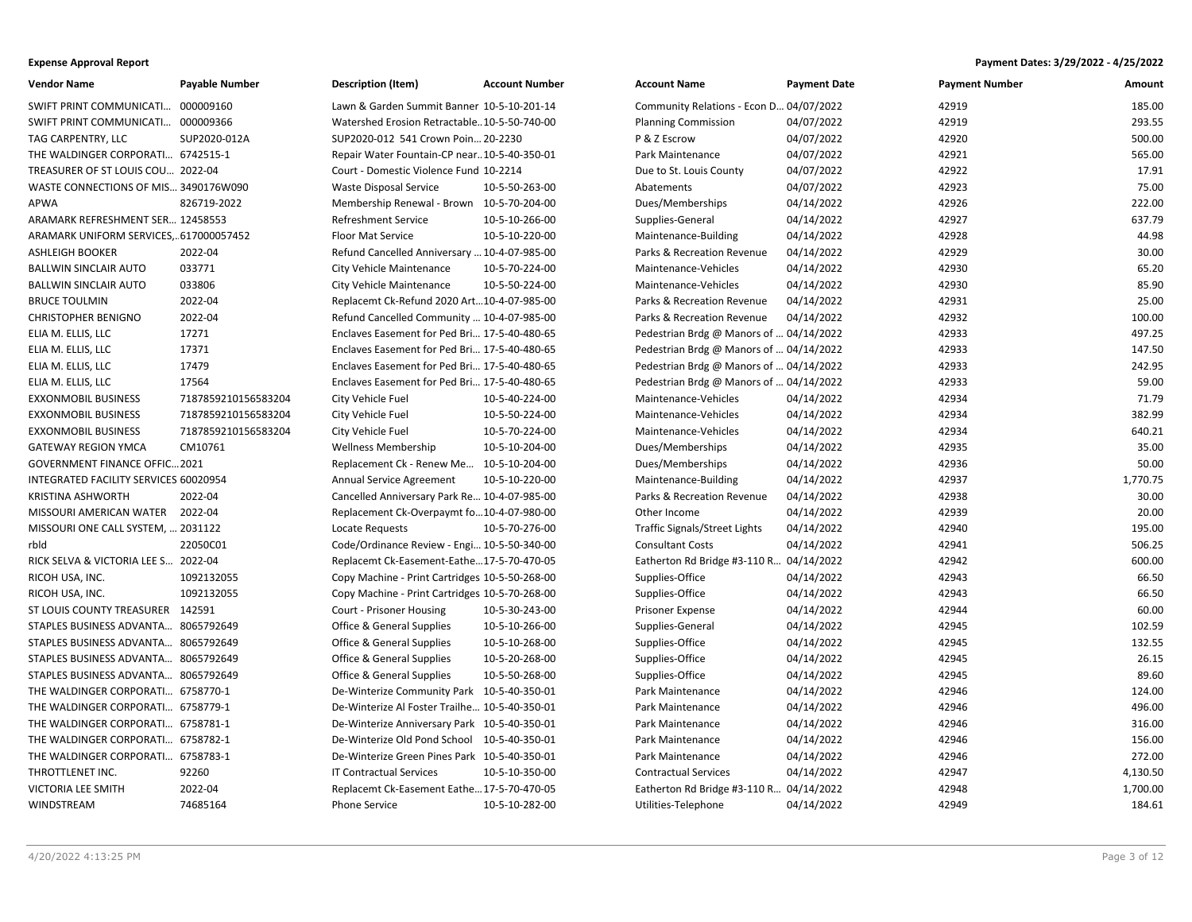**Expense Approval Report** **Payment Dates: 3/29/2022 - 4/25/2022**

| Vendor Name | Payable Number | Description (Item) | Account Number | Account Name | Payment Date | Payment Number | Amount |
|---|---|---|---|---|---|---|---|
| SWIFT PRINT COMMUNICATI... | 000009160 | Lawn & Garden Summit Banner | 10-5-10-201-14 | Community Relations - Econ D... | 04/07/2022 | 42919 | 185.00 |
| SWIFT PRINT COMMUNICATI... | 000009366 | Watershed Erosion Retractable... | 10-5-50-740-00 | Planning Commission | 04/07/2022 | 42919 | 293.55 |
| TAG CARPENTRY, LLC | SUP2020-012A | SUP2020-012 541 Crown Poin... | 20-2230 | P & Z Escrow | 04/07/2022 | 42920 | 500.00 |
| THE WALDINGER CORPORATI... | 6742515-1 | Repair Water Fountain-CP near... | 10-5-40-350-01 | Park Maintenance | 04/07/2022 | 42921 | 565.00 |
| TREASURER OF ST LOUIS COU... | 2022-04 | Court - Domestic Violence Fund | 10-2214 | Due to St. Louis County | 04/07/2022 | 42922 | 17.91 |
| WASTE CONNECTIONS OF MIS... | 3490176W090 | Waste Disposal Service | 10-5-50-263-00 | Abatements | 04/07/2022 | 42923 | 75.00 |
| APWA | 826719-2022 | Membership Renewal - Brown | 10-5-70-204-00 | Dues/Memberships | 04/14/2022 | 42926 | 222.00 |
| ARAMARK REFRESHMENT SER... | 12458553 | Refreshment Service | 10-5-10-266-00 | Supplies-General | 04/14/2022 | 42927 | 637.79 |
| ARAMARK UNIFORM SERVICES,... | 617000057452 | Floor Mat Service | 10-5-10-220-00 | Maintenance-Building | 04/14/2022 | 42928 | 44.98 |
| ASHLEIGH BOOKER | 2022-04 | Refund Cancelled Anniversary ... | 10-4-07-985-00 | Parks & Recreation Revenue | 04/14/2022 | 42929 | 30.00 |
| BALLWIN SINCLAIR AUTO | 033771 | City Vehicle Maintenance | 10-5-70-224-00 | Maintenance-Vehicles | 04/14/2022 | 42930 | 65.20 |
| BALLWIN SINCLAIR AUTO | 033806 | City Vehicle Maintenance | 10-5-50-224-00 | Maintenance-Vehicles | 04/14/2022 | 42930 | 85.90 |
| BRUCE TOULMIN | 2022-04 | Replacemt Ck-Refund 2020 Art... | 10-4-07-985-00 | Parks & Recreation Revenue | 04/14/2022 | 42931 | 25.00 |
| CHRISTOPHER BENIGNO | 2022-04 | Refund Cancelled Community ... | 10-4-07-985-00 | Parks & Recreation Revenue | 04/14/2022 | 42932 | 100.00 |
| ELIA M. ELLIS, LLC | 17271 | Enclaves Easement for Ped Bri... | 17-5-40-480-65 | Pedestrian Brdg @ Manors of ... | 04/14/2022 | 42933 | 497.25 |
| ELIA M. ELLIS, LLC | 17371 | Enclaves Easement for Ped Bri... | 17-5-40-480-65 | Pedestrian Brdg @ Manors of ... | 04/14/2022 | 42933 | 147.50 |
| ELIA M. ELLIS, LLC | 17479 | Enclaves Easement for Ped Bri... | 17-5-40-480-65 | Pedestrian Brdg @ Manors of ... | 04/14/2022 | 42933 | 242.95 |
| ELIA M. ELLIS, LLC | 17564 | Enclaves Easement for Ped Bri... | 17-5-40-480-65 | Pedestrian Brdg @ Manors of ... | 04/14/2022 | 42933 | 59.00 |
| EXXONMOBIL BUSINESS | 7187859210156583204 | City Vehicle Fuel | 10-5-40-224-00 | Maintenance-Vehicles | 04/14/2022 | 42934 | 71.79 |
| EXXONMOBIL BUSINESS | 7187859210156583204 | City Vehicle Fuel | 10-5-50-224-00 | Maintenance-Vehicles | 04/14/2022 | 42934 | 382.99 |
| EXXONMOBIL BUSINESS | 7187859210156583204 | City Vehicle Fuel | 10-5-70-224-00 | Maintenance-Vehicles | 04/14/2022 | 42934 | 640.21 |
| GATEWAY REGION YMCA | CM10761 | Wellness Membership | 10-5-10-204-00 | Dues/Memberships | 04/14/2022 | 42935 | 35.00 |
| GOVERNMENT FINANCE OFFIC... | 2021 | Replacement Ck - Renew Me... | 10-5-10-204-00 | Dues/Memberships | 04/14/2022 | 42936 | 50.00 |
| INTEGRATED FACILITY SERVICES | 60020954 | Annual Service Agreement | 10-5-10-220-00 | Maintenance-Building | 04/14/2022 | 42937 | 1,770.75 |
| KRISTINA ASHWORTH | 2022-04 | Cancelled Anniversary Park Re... | 10-4-07-985-00 | Parks & Recreation Revenue | 04/14/2022 | 42938 | 30.00 |
| MISSOURI AMERICAN WATER | 2022-04 | Replacement Ck-Overpaymt fo... | 10-4-07-980-00 | Other Income | 04/14/2022 | 42939 | 20.00 |
| MISSOURI ONE CALL SYSTEM, ... | 2031122 | Locate Requests | 10-5-70-276-00 | Traffic Signals/Street Lights | 04/14/2022 | 42940 | 195.00 |
| rbld | 22050C01 | Code/Ordinance Review - Engi... | 10-5-50-340-00 | Consultant Costs | 04/14/2022 | 42941 | 506.25 |
| RICK SELVA & VICTORIA LEE S... | 2022-04 | Replacemt Ck-Easement-Eathe... | 17-5-70-470-05 | Eatherton Rd Bridge #3-110 R... | 04/14/2022 | 42942 | 600.00 |
| RICOH USA, INC. | 1092132055 | Copy Machine - Print Cartridges | 10-5-50-268-00 | Supplies-Office | 04/14/2022 | 42943 | 66.50 |
| RICOH USA, INC. | 1092132055 | Copy Machine - Print Cartridges | 10-5-70-268-00 | Supplies-Office | 04/14/2022 | 42943 | 66.50 |
| ST LOUIS COUNTY TREASURER | 142591 | Court - Prisoner Housing | 10-5-30-243-00 | Prisoner Expense | 04/14/2022 | 42944 | 60.00 |
| STAPLES BUSINESS ADVANTA... | 8065792649 | Office & General Supplies | 10-5-10-266-00 | Supplies-General | 04/14/2022 | 42945 | 102.59 |
| STAPLES BUSINESS ADVANTA... | 8065792649 | Office & General Supplies | 10-5-10-268-00 | Supplies-Office | 04/14/2022 | 42945 | 132.55 |
| STAPLES BUSINESS ADVANTA... | 8065792649 | Office & General Supplies | 10-5-20-268-00 | Supplies-Office | 04/14/2022 | 42945 | 26.15 |
| STAPLES BUSINESS ADVANTA... | 8065792649 | Office & General Supplies | 10-5-50-268-00 | Supplies-Office | 04/14/2022 | 42945 | 89.60 |
| THE WALDINGER CORPORATI... | 6758770-1 | De-Winterize Community Park | 10-5-40-350-01 | Park Maintenance | 04/14/2022 | 42946 | 124.00 |
| THE WALDINGER CORPORATI... | 6758779-1 | De-Winterize Al Foster Trailhe... | 10-5-40-350-01 | Park Maintenance | 04/14/2022 | 42946 | 496.00 |
| THE WALDINGER CORPORATI... | 6758781-1 | De-Winterize Anniversary Park | 10-5-40-350-01 | Park Maintenance | 04/14/2022 | 42946 | 316.00 |
| THE WALDINGER CORPORATI... | 6758782-1 | De-Winterize Old Pond School | 10-5-40-350-01 | Park Maintenance | 04/14/2022 | 42946 | 156.00 |
| THE WALDINGER CORPORATI... | 6758783-1 | De-Winterize Green Pines Park | 10-5-40-350-01 | Park Maintenance | 04/14/2022 | 42946 | 272.00 |
| THROTTLENET INC. | 92260 | IT Contractual Services | 10-5-10-350-00 | Contractual Services | 04/14/2022 | 42947 | 4,130.50 |
| VICTORIA LEE SMITH | 2022-04 | Replacemt Ck-Easement Eathe... | 17-5-70-470-05 | Eatherton Rd Bridge #3-110 R... | 04/14/2022 | 42948 | 1,700.00 |
| WINDSTREAM | 74685164 | Phone Service | 10-5-10-282-00 | Utilities-Telephone | 04/14/2022 | 42949 | 184.61 |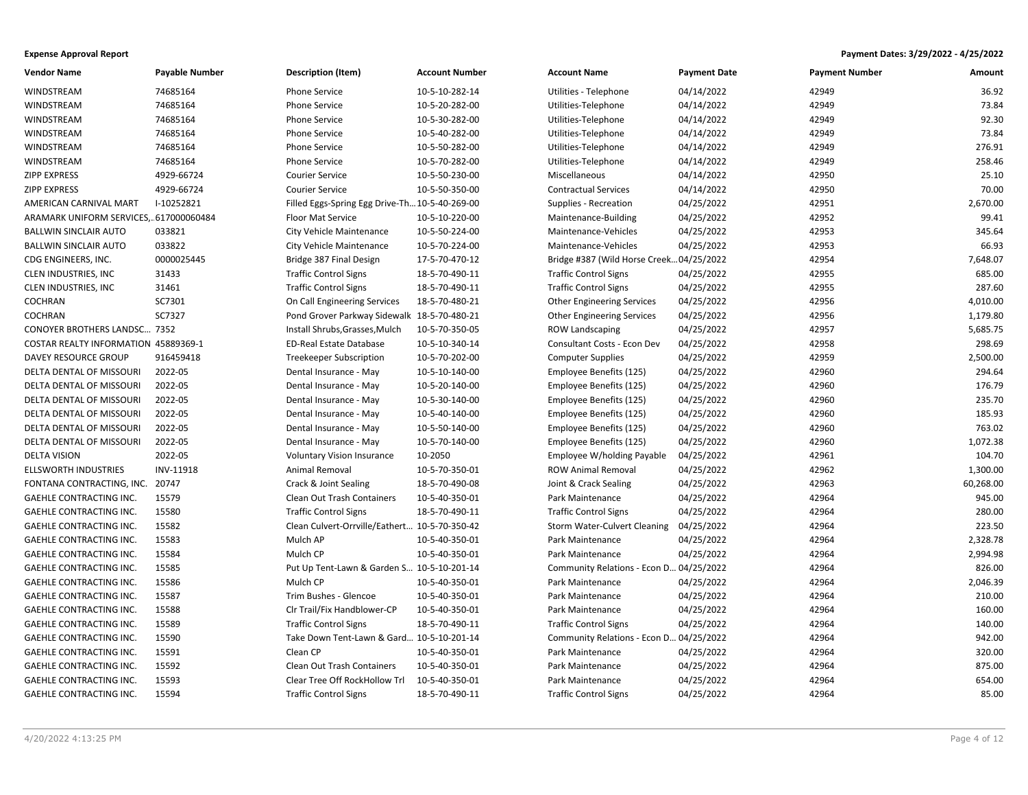**Expense Approval Report** — **Payment Dates: 3/29/2022 - 4/25/2022**

| Vendor Name | Payable Number | Description (Item) | Account Number | Account Name | Payment Date | Payment Number | Amount |
|---|---|---|---|---|---|---|---|
| WINDSTREAM | 74685164 | Phone Service | 10-5-10-282-14 | Utilities - Telephone | 04/14/2022 | 42949 | 36.92 |
| WINDSTREAM | 74685164 | Phone Service | 10-5-20-282-00 | Utilities-Telephone | 04/14/2022 | 42949 | 73.84 |
| WINDSTREAM | 74685164 | Phone Service | 10-5-30-282-00 | Utilities-Telephone | 04/14/2022 | 42949 | 92.30 |
| WINDSTREAM | 74685164 | Phone Service | 10-5-40-282-00 | Utilities-Telephone | 04/14/2022 | 42949 | 73.84 |
| WINDSTREAM | 74685164 | Phone Service | 10-5-50-282-00 | Utilities-Telephone | 04/14/2022 | 42949 | 276.91 |
| WINDSTREAM | 74685164 | Phone Service | 10-5-70-282-00 | Utilities-Telephone | 04/14/2022 | 42949 | 258.46 |
| ZIPP EXPRESS | 4929-66724 | Courier Service | 10-5-50-230-00 | Miscellaneous | 04/14/2022 | 42950 | 25.10 |
| ZIPP EXPRESS | 4929-66724 | Courier Service | 10-5-50-350-00 | Contractual Services | 04/14/2022 | 42950 | 70.00 |
| AMERICAN CARNIVAL MART | I-10252821 | Filled Eggs-Spring Egg Drive-Th... | 10-5-40-269-00 | Supplies - Recreation | 04/25/2022 | 42951 | 2,670.00 |
| ARAMARK UNIFORM SERVICES,... | 617000060484 | Floor Mat Service | 10-5-10-220-00 | Maintenance-Building | 04/25/2022 | 42952 | 99.41 |
| BALLWIN SINCLAIR AUTO | 033821 | City Vehicle Maintenance | 10-5-50-224-00 | Maintenance-Vehicles | 04/25/2022 | 42953 | 345.64 |
| BALLWIN SINCLAIR AUTO | 033822 | City Vehicle Maintenance | 10-5-70-224-00 | Maintenance-Vehicles | 04/25/2022 | 42953 | 66.93 |
| CDG ENGINEERS, INC. | 0000025445 | Bridge 387 Final Design | 17-5-70-470-12 | Bridge #387 (Wild Horse Creek... | 04/25/2022 | 42954 | 7,648.07 |
| CLEN INDUSTRIES, INC | 31433 | Traffic Control Signs | 18-5-70-490-11 | Traffic Control Signs | 04/25/2022 | 42955 | 685.00 |
| CLEN INDUSTRIES, INC | 31461 | Traffic Control Signs | 18-5-70-490-11 | Traffic Control Signs | 04/25/2022 | 42955 | 287.60 |
| COCHRAN | SC7301 | On Call Engineering Services | 18-5-70-480-21 | Other Engineering Services | 04/25/2022 | 42956 | 4,010.00 |
| COCHRAN | SC7327 | Pond Grover Parkway Sidewalk | 18-5-70-480-21 | Other Engineering Services | 04/25/2022 | 42956 | 1,179.80 |
| CONOYER BROTHERS LANDSC... | 7352 | Install Shrubs,Grasses,Mulch | 10-5-70-350-05 | ROW Landscaping | 04/25/2022 | 42957 | 5,685.75 |
| COSTAR REALTY INFORMATION | 45889369-1 | ED-Real Estate Database | 10-5-10-340-14 | Consultant Costs - Econ Dev | 04/25/2022 | 42958 | 298.69 |
| DAVEY RESOURCE GROUP | 916459418 | Treekeeper Subscription | 10-5-70-202-00 | Computer Supplies | 04/25/2022 | 42959 | 2,500.00 |
| DELTA DENTAL OF MISSOURI | 2022-05 | Dental Insurance - May | 10-5-10-140-00 | Employee Benefits (125) | 04/25/2022 | 42960 | 294.64 |
| DELTA DENTAL OF MISSOURI | 2022-05 | Dental Insurance - May | 10-5-20-140-00 | Employee Benefits (125) | 04/25/2022 | 42960 | 176.79 |
| DELTA DENTAL OF MISSOURI | 2022-05 | Dental Insurance - May | 10-5-30-140-00 | Employee Benefits (125) | 04/25/2022 | 42960 | 235.70 |
| DELTA DENTAL OF MISSOURI | 2022-05 | Dental Insurance - May | 10-5-40-140-00 | Employee Benefits (125) | 04/25/2022 | 42960 | 185.93 |
| DELTA DENTAL OF MISSOURI | 2022-05 | Dental Insurance - May | 10-5-50-140-00 | Employee Benefits (125) | 04/25/2022 | 42960 | 763.02 |
| DELTA DENTAL OF MISSOURI | 2022-05 | Dental Insurance - May | 10-5-70-140-00 | Employee Benefits (125) | 04/25/2022 | 42960 | 1,072.38 |
| DELTA VISION | 2022-05 | Voluntary Vision Insurance | 10-2050 | Employee W/holding Payable | 04/25/2022 | 42961 | 104.70 |
| ELLSWORTH INDUSTRIES | INV-11918 | Animal Removal | 10-5-70-350-01 | ROW Animal Removal | 04/25/2022 | 42962 | 1,300.00 |
| FONTANA CONTRACTING, INC. | 20747 | Crack & Joint Sealing | 18-5-70-490-08 | Joint & Crack Sealing | 04/25/2022 | 42963 | 60,268.00 |
| GAEHLE CONTRACTING INC. | 15579 | Clean Out Trash Containers | 10-5-40-350-01 | Park Maintenance | 04/25/2022 | 42964 | 945.00 |
| GAEHLE CONTRACTING INC. | 15580 | Traffic Control Signs | 18-5-70-490-11 | Traffic Control Signs | 04/25/2022 | 42964 | 280.00 |
| GAEHLE CONTRACTING INC. | 15582 | Clean Culvert-Orrville/Eathert... | 10-5-70-350-42 | Storm Water-Culvert Cleaning | 04/25/2022 | 42964 | 223.50 |
| GAEHLE CONTRACTING INC. | 15583 | Mulch AP | 10-5-40-350-01 | Park Maintenance | 04/25/2022 | 42964 | 2,328.78 |
| GAEHLE CONTRACTING INC. | 15584 | Mulch CP | 10-5-40-350-01 | Park Maintenance | 04/25/2022 | 42964 | 2,994.98 |
| GAEHLE CONTRACTING INC. | 15585 | Put Up Tent-Lawn & Garden S... | 10-5-10-201-14 | Community Relations - Econ D... | 04/25/2022 | 42964 | 826.00 |
| GAEHLE CONTRACTING INC. | 15586 | Mulch CP | 10-5-40-350-01 | Park Maintenance | 04/25/2022 | 42964 | 2,046.39 |
| GAEHLE CONTRACTING INC. | 15587 | Trim Bushes - Glencoe | 10-5-40-350-01 | Park Maintenance | 04/25/2022 | 42964 | 210.00 |
| GAEHLE CONTRACTING INC. | 15588 | Clr Trail/Fix Handblower-CP | 10-5-40-350-01 | Park Maintenance | 04/25/2022 | 42964 | 160.00 |
| GAEHLE CONTRACTING INC. | 15589 | Traffic Control Signs | 18-5-70-490-11 | Traffic Control Signs | 04/25/2022 | 42964 | 140.00 |
| GAEHLE CONTRACTING INC. | 15590 | Take Down Tent-Lawn & Gard... | 10-5-10-201-14 | Community Relations - Econ D... | 04/25/2022 | 42964 | 942.00 |
| GAEHLE CONTRACTING INC. | 15591 | Clean CP | 10-5-40-350-01 | Park Maintenance | 04/25/2022 | 42964 | 320.00 |
| GAEHLE CONTRACTING INC. | 15592 | Clean Out Trash Containers | 10-5-40-350-01 | Park Maintenance | 04/25/2022 | 42964 | 875.00 |
| GAEHLE CONTRACTING INC. | 15593 | Clear Tree Off RockHollow Trl | 10-5-40-350-01 | Park Maintenance | 04/25/2022 | 42964 | 654.00 |
| GAEHLE CONTRACTING INC. | 15594 | Traffic Control Signs | 18-5-70-490-11 | Traffic Control Signs | 04/25/2022 | 42964 | 85.00 |

4/20/2022 4:13:25 PM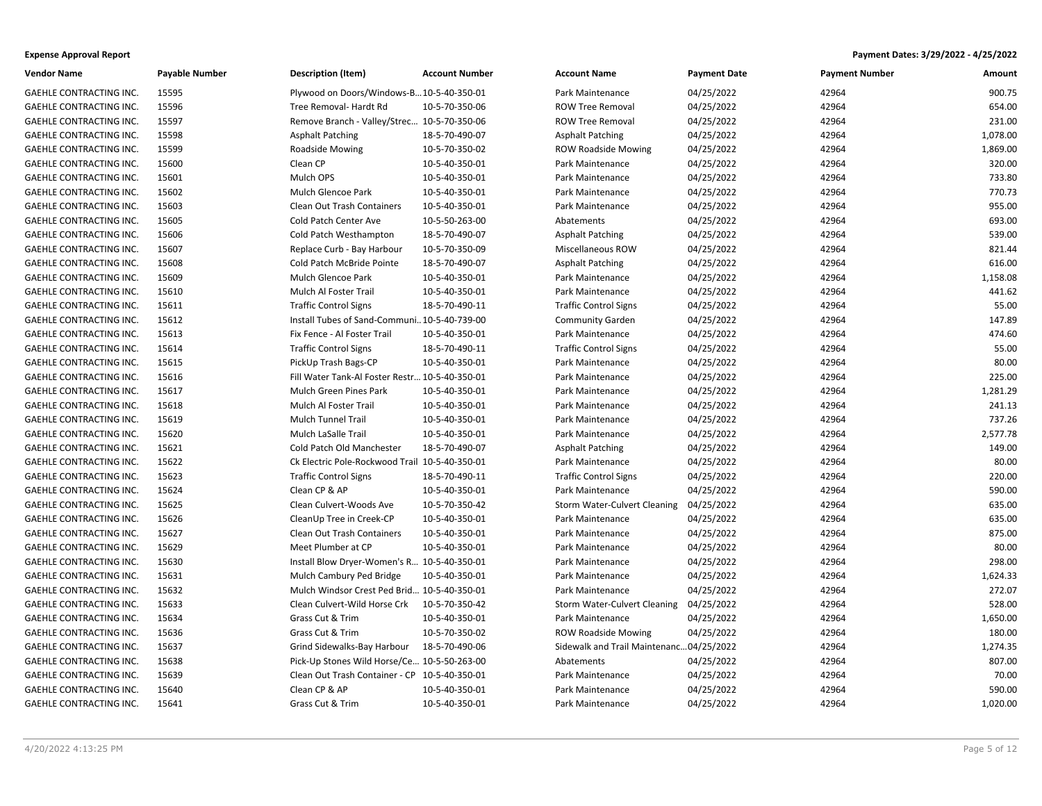**Expense Approval Report**

**Payment Dates: 3/29/2022 - 4/25/2022**

| Vendor Name | Payable Number | Description (Item) | Account Number | Account Name | Payment Date | Payment Number | Amount |
|---|---|---|---|---|---|---|---|
| GAEHLE CONTRACTING INC. | 15595 | Plywood on Doors/Windows-B... | 10-5-40-350-01 | Park Maintenance | 04/25/2022 | 42964 | 900.75 |
| GAEHLE CONTRACTING INC. | 15596 | Tree Removal- Hardt Rd | 10-5-70-350-06 | ROW Tree Removal | 04/25/2022 | 42964 | 654.00 |
| GAEHLE CONTRACTING INC. | 15597 | Remove Branch - Valley/Strec... | 10-5-70-350-06 | ROW Tree Removal | 04/25/2022 | 42964 | 231.00 |
| GAEHLE CONTRACTING INC. | 15598 | Asphalt Patching | 18-5-70-490-07 | Asphalt Patching | 04/25/2022 | 42964 | 1,078.00 |
| GAEHLE CONTRACTING INC. | 15599 | Roadside Mowing | 10-5-70-350-02 | ROW Roadside Mowing | 04/25/2022 | 42964 | 1,869.00 |
| GAEHLE CONTRACTING INC. | 15600 | Clean CP | 10-5-40-350-01 | Park Maintenance | 04/25/2022 | 42964 | 320.00 |
| GAEHLE CONTRACTING INC. | 15601 | Mulch OPS | 10-5-40-350-01 | Park Maintenance | 04/25/2022 | 42964 | 733.80 |
| GAEHLE CONTRACTING INC. | 15602 | Mulch Glencoe Park | 10-5-40-350-01 | Park Maintenance | 04/25/2022 | 42964 | 770.73 |
| GAEHLE CONTRACTING INC. | 15603 | Clean Out Trash Containers | 10-5-40-350-01 | Park Maintenance | 04/25/2022 | 42964 | 955.00 |
| GAEHLE CONTRACTING INC. | 15605 | Cold Patch Center Ave | 10-5-50-263-00 | Abatements | 04/25/2022 | 42964 | 693.00 |
| GAEHLE CONTRACTING INC. | 15606 | Cold Patch Westhampton | 18-5-70-490-07 | Asphalt Patching | 04/25/2022 | 42964 | 539.00 |
| GAEHLE CONTRACTING INC. | 15607 | Replace Curb - Bay Harbour | 10-5-70-350-09 | Miscellaneous ROW | 04/25/2022 | 42964 | 821.44 |
| GAEHLE CONTRACTING INC. | 15608 | Cold Patch McBride Pointe | 18-5-70-490-07 | Asphalt Patching | 04/25/2022 | 42964 | 616.00 |
| GAEHLE CONTRACTING INC. | 15609 | Mulch Glencoe Park | 10-5-40-350-01 | Park Maintenance | 04/25/2022 | 42964 | 1,158.08 |
| GAEHLE CONTRACTING INC. | 15610 | Mulch Al Foster Trail | 10-5-40-350-01 | Park Maintenance | 04/25/2022 | 42964 | 441.62 |
| GAEHLE CONTRACTING INC. | 15611 | Traffic Control Signs | 18-5-70-490-11 | Traffic Control Signs | 04/25/2022 | 42964 | 55.00 |
| GAEHLE CONTRACTING INC. | 15612 | Install Tubes of Sand-Communi... | 10-5-40-739-00 | Community Garden | 04/25/2022 | 42964 | 147.89 |
| GAEHLE CONTRACTING INC. | 15613 | Fix Fence - Al Foster Trail | 10-5-40-350-01 | Park Maintenance | 04/25/2022 | 42964 | 474.60 |
| GAEHLE CONTRACTING INC. | 15614 | Traffic Control Signs | 18-5-70-490-11 | Traffic Control Signs | 04/25/2022 | 42964 | 55.00 |
| GAEHLE CONTRACTING INC. | 15615 | PickUp Trash Bags-CP | 10-5-40-350-01 | Park Maintenance | 04/25/2022 | 42964 | 80.00 |
| GAEHLE CONTRACTING INC. | 15616 | Fill Water Tank-Al Foster Restr... | 10-5-40-350-01 | Park Maintenance | 04/25/2022 | 42964 | 225.00 |
| GAEHLE CONTRACTING INC. | 15617 | Mulch Green Pines Park | 10-5-40-350-01 | Park Maintenance | 04/25/2022 | 42964 | 1,281.29 |
| GAEHLE CONTRACTING INC. | 15618 | Mulch Al Foster Trail | 10-5-40-350-01 | Park Maintenance | 04/25/2022 | 42964 | 241.13 |
| GAEHLE CONTRACTING INC. | 15619 | Mulch Tunnel Trail | 10-5-40-350-01 | Park Maintenance | 04/25/2022 | 42964 | 737.26 |
| GAEHLE CONTRACTING INC. | 15620 | Mulch LaSalle Trail | 10-5-40-350-01 | Park Maintenance | 04/25/2022 | 42964 | 2,577.78 |
| GAEHLE CONTRACTING INC. | 15621 | Cold Patch Old Manchester | 18-5-70-490-07 | Asphalt Patching | 04/25/2022 | 42964 | 149.00 |
| GAEHLE CONTRACTING INC. | 15622 | Ck Electric Pole-Rockwood Trail | 10-5-40-350-01 | Park Maintenance | 04/25/2022 | 42964 | 80.00 |
| GAEHLE CONTRACTING INC. | 15623 | Traffic Control Signs | 18-5-70-490-11 | Traffic Control Signs | 04/25/2022 | 42964 | 220.00 |
| GAEHLE CONTRACTING INC. | 15624 | Clean CP & AP | 10-5-40-350-01 | Park Maintenance | 04/25/2022 | 42964 | 590.00 |
| GAEHLE CONTRACTING INC. | 15625 | Clean Culvert-Woods Ave | 10-5-70-350-42 | Storm Water-Culvert Cleaning | 04/25/2022 | 42964 | 635.00 |
| GAEHLE CONTRACTING INC. | 15626 | CleanUp Tree in Creek-CP | 10-5-40-350-01 | Park Maintenance | 04/25/2022 | 42964 | 635.00 |
| GAEHLE CONTRACTING INC. | 15627 | Clean Out Trash Containers | 10-5-40-350-01 | Park Maintenance | 04/25/2022 | 42964 | 875.00 |
| GAEHLE CONTRACTING INC. | 15629 | Meet Plumber at CP | 10-5-40-350-01 | Park Maintenance | 04/25/2022 | 42964 | 80.00 |
| GAEHLE CONTRACTING INC. | 15630 | Install Blow Dryer-Women's R... | 10-5-40-350-01 | Park Maintenance | 04/25/2022 | 42964 | 298.00 |
| GAEHLE CONTRACTING INC. | 15631 | Mulch Cambury Ped Bridge | 10-5-40-350-01 | Park Maintenance | 04/25/2022 | 42964 | 1,624.33 |
| GAEHLE CONTRACTING INC. | 15632 | Mulch Windsor Crest Ped Brid... | 10-5-40-350-01 | Park Maintenance | 04/25/2022 | 42964 | 272.07 |
| GAEHLE CONTRACTING INC. | 15633 | Clean Culvert-Wild Horse Crk | 10-5-70-350-42 | Storm Water-Culvert Cleaning | 04/25/2022 | 42964 | 528.00 |
| GAEHLE CONTRACTING INC. | 15634 | Grass Cut & Trim | 10-5-40-350-01 | Park Maintenance | 04/25/2022 | 42964 | 1,650.00 |
| GAEHLE CONTRACTING INC. | 15636 | Grass Cut & Trim | 10-5-70-350-02 | ROW Roadside Mowing | 04/25/2022 | 42964 | 180.00 |
| GAEHLE CONTRACTING INC. | 15637 | Grind Sidewalks-Bay Harbour | 18-5-70-490-06 | Sidewalk and Trail Maintenanc... | 04/25/2022 | 42964 | 1,274.35 |
| GAEHLE CONTRACTING INC. | 15638 | Pick-Up Stones Wild Horse/Ce... | 10-5-50-263-00 | Abatements | 04/25/2022 | 42964 | 807.00 |
| GAEHLE CONTRACTING INC. | 15639 | Clean Out Trash Container - CP | 10-5-40-350-01 | Park Maintenance | 04/25/2022 | 42964 | 70.00 |
| GAEHLE CONTRACTING INC. | 15640 | Clean CP & AP | 10-5-40-350-01 | Park Maintenance | 04/25/2022 | 42964 | 590.00 |
| GAEHLE CONTRACTING INC. | 15641 | Grass Cut & Trim | 10-5-40-350-01 | Park Maintenance | 04/25/2022 | 42964 | 1,020.00 |

4/20/2022 4:13:25 PM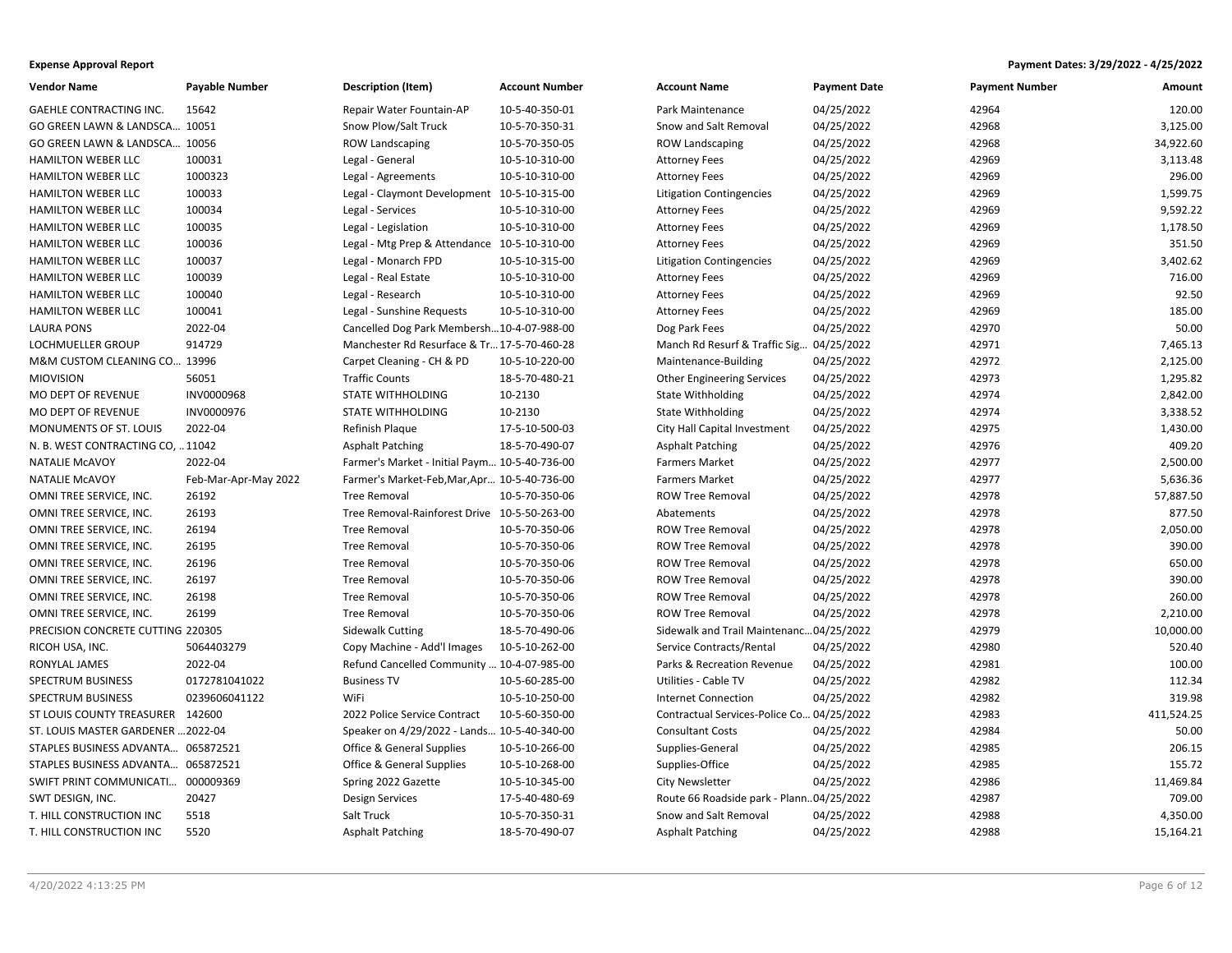**Expense Approval Report**

**Payment Dates: 3/29/2022 - 4/25/2022**

| Vendor Name | Payable Number | Description (Item) | Account Number | Account Name | Payment Date | Payment Number | Amount |
|---|---|---|---|---|---|---|---|
| GAEHLE CONTRACTING INC. | 15642 | Repair Water Fountain-AP | 10-5-40-350-01 | Park Maintenance | 04/25/2022 | 42964 | 120.00 |
| GO GREEN LAWN & LANDSCA... | 10051 | Snow Plow/Salt Truck | 10-5-70-350-31 | Snow and Salt Removal | 04/25/2022 | 42968 | 3,125.00 |
| GO GREEN LAWN & LANDSCA... | 10056 | ROW Landscaping | 10-5-70-350-05 | ROW Landscaping | 04/25/2022 | 42968 | 34,922.60 |
| HAMILTON WEBER LLC | 100031 | Legal - General | 10-5-10-310-00 | Attorney Fees | 04/25/2022 | 42969 | 3,113.48 |
| HAMILTON WEBER LLC | 1000323 | Legal - Agreements | 10-5-10-310-00 | Attorney Fees | 04/25/2022 | 42969 | 296.00 |
| HAMILTON WEBER LLC | 100033 | Legal - Claymont Development | 10-5-10-315-00 | Litigation Contingencies | 04/25/2022 | 42969 | 1,599.75 |
| HAMILTON WEBER LLC | 100034 | Legal - Services | 10-5-10-310-00 | Attorney Fees | 04/25/2022 | 42969 | 9,592.22 |
| HAMILTON WEBER LLC | 100035 | Legal - Legislation | 10-5-10-310-00 | Attorney Fees | 04/25/2022 | 42969 | 1,178.50 |
| HAMILTON WEBER LLC | 100036 | Legal - Mtg Prep & Attendance | 10-5-10-310-00 | Attorney Fees | 04/25/2022 | 42969 | 351.50 |
| HAMILTON WEBER LLC | 100037 | Legal - Monarch FPD | 10-5-10-315-00 | Litigation Contingencies | 04/25/2022 | 42969 | 3,402.62 |
| HAMILTON WEBER LLC | 100039 | Legal - Real Estate | 10-5-10-310-00 | Attorney Fees | 04/25/2022 | 42969 | 716.00 |
| HAMILTON WEBER LLC | 100040 | Legal - Research | 10-5-10-310-00 | Attorney Fees | 04/25/2022 | 42969 | 92.50 |
| HAMILTON WEBER LLC | 100041 | Legal - Sunshine Requests | 10-5-10-310-00 | Attorney Fees | 04/25/2022 | 42969 | 185.00 |
| LAURA PONS | 2022-04 | Cancelled Dog Park Membersh... | 10-4-07-988-00 | Dog Park Fees | 04/25/2022 | 42970 | 50.00 |
| LOCHMUELLER GROUP | 914729 | Manchester Rd Resurface & Tr... | 17-5-70-460-28 | Manch Rd Resurf & Traffic Sig... | 04/25/2022 | 42971 | 7,465.13 |
| M&M CUSTOM CLEANING CO... | 13996 | Carpet Cleaning - CH & PD | 10-5-10-220-00 | Maintenance-Building | 04/25/2022 | 42972 | 2,125.00 |
| MIOVISION | 56051 | Traffic Counts | 18-5-70-480-21 | Other Engineering Services | 04/25/2022 | 42973 | 1,295.82 |
| MO DEPT OF REVENUE | INV0000968 | STATE WITHHOLDING | 10-2130 | State Withholding | 04/25/2022 | 42974 | 2,842.00 |
| MO DEPT OF REVENUE | INV0000976 | STATE WITHHOLDING | 10-2130 | State Withholding | 04/25/2022 | 42974 | 3,338.52 |
| MONUMENTS OF ST. LOUIS | 2022-04 | Refinish Plaque | 17-5-10-500-03 | City Hall Capital Investment | 04/25/2022 | 42975 | 1,430.00 |
| N. B. WEST CONTRACTING CO, ... | 11042 | Asphalt Patching | 18-5-70-490-07 | Asphalt Patching | 04/25/2022 | 42976 | 409.20 |
| NATALIE McAVOY | 2022-04 | Farmer's Market - Initial Paym... | 10-5-40-736-00 | Farmers Market | 04/25/2022 | 42977 | 2,500.00 |
| NATALIE McAVOY | Feb-Mar-Apr-May 2022 | Farmer's Market-Feb,Mar,Apr... | 10-5-40-736-00 | Farmers Market | 04/25/2022 | 42977 | 5,636.36 |
| OMNI TREE SERVICE, INC. | 26192 | Tree Removal | 10-5-70-350-06 | ROW Tree Removal | 04/25/2022 | 42978 | 57,887.50 |
| OMNI TREE SERVICE, INC. | 26193 | Tree Removal-Rainforest Drive | 10-5-50-263-00 | Abatements | 04/25/2022 | 42978 | 877.50 |
| OMNI TREE SERVICE, INC. | 26194 | Tree Removal | 10-5-70-350-06 | ROW Tree Removal | 04/25/2022 | 42978 | 2,050.00 |
| OMNI TREE SERVICE, INC. | 26195 | Tree Removal | 10-5-70-350-06 | ROW Tree Removal | 04/25/2022 | 42978 | 390.00 |
| OMNI TREE SERVICE, INC. | 26196 | Tree Removal | 10-5-70-350-06 | ROW Tree Removal | 04/25/2022 | 42978 | 650.00 |
| OMNI TREE SERVICE, INC. | 26197 | Tree Removal | 10-5-70-350-06 | ROW Tree Removal | 04/25/2022 | 42978 | 390.00 |
| OMNI TREE SERVICE, INC. | 26198 | Tree Removal | 10-5-70-350-06 | ROW Tree Removal | 04/25/2022 | 42978 | 260.00 |
| OMNI TREE SERVICE, INC. | 26199 | Tree Removal | 10-5-70-350-06 | ROW Tree Removal | 04/25/2022 | 42978 | 2,210.00 |
| PRECISION CONCRETE CUTTING | 220305 | Sidewalk Cutting | 18-5-70-490-06 | Sidewalk and Trail Maintenanc... | 04/25/2022 | 42979 | 10,000.00 |
| RICOH USA, INC. | 5064403279 | Copy Machine - Add'l Images | 10-5-10-262-00 | Service Contracts/Rental | 04/25/2022 | 42980 | 520.40 |
| RONYLAL JAMES | 2022-04 | Refund Cancelled Community ... | 10-4-07-985-00 | Parks & Recreation Revenue | 04/25/2022 | 42981 | 100.00 |
| SPECTRUM BUSINESS | 0172781041022 | Business TV | 10-5-60-285-00 | Utilities - Cable TV | 04/25/2022 | 42982 | 112.34 |
| SPECTRUM BUSINESS | 0239606041122 | WiFi | 10-5-10-250-00 | Internet Connection | 04/25/2022 | 42982 | 319.98 |
| ST LOUIS COUNTY TREASURER | 142600 | 2022 Police Service Contract | 10-5-60-350-00 | Contractual Services-Police Co... | 04/25/2022 | 42983 | 411,524.25 |
| ST. LOUIS MASTER GARDENER ... | 2022-04 | Speaker on 4/29/2022 - Lands... | 10-5-40-340-00 | Consultant Costs | 04/25/2022 | 42984 | 50.00 |
| STAPLES BUSINESS ADVANTA... | 065872521 | Office & General Supplies | 10-5-10-266-00 | Supplies-General | 04/25/2022 | 42985 | 206.15 |
| STAPLES BUSINESS ADVANTA... | 065872521 | Office & General Supplies | 10-5-10-268-00 | Supplies-Office | 04/25/2022 | 42985 | 155.72 |
| SWIFT PRINT COMMUNICATI... | 000009369 | Spring 2022 Gazette | 10-5-10-345-00 | City Newsletter | 04/25/2022 | 42986 | 11,469.84 |
| SWT DESIGN, INC. | 20427 | Design Services | 17-5-40-480-69 | Route 66 Roadside park - Plann... | 04/25/2022 | 42987 | 709.00 |
| T. HILL CONSTRUCTION INC | 5518 | Salt Truck | 10-5-70-350-31 | Snow and Salt Removal | 04/25/2022 | 42988 | 4,350.00 |
| T. HILL CONSTRUCTION INC | 5520 | Asphalt Patching | 18-5-70-490-07 | Asphalt Patching | 04/25/2022 | 42988 | 15,164.21 |

4/20/2022 4:13:25 PM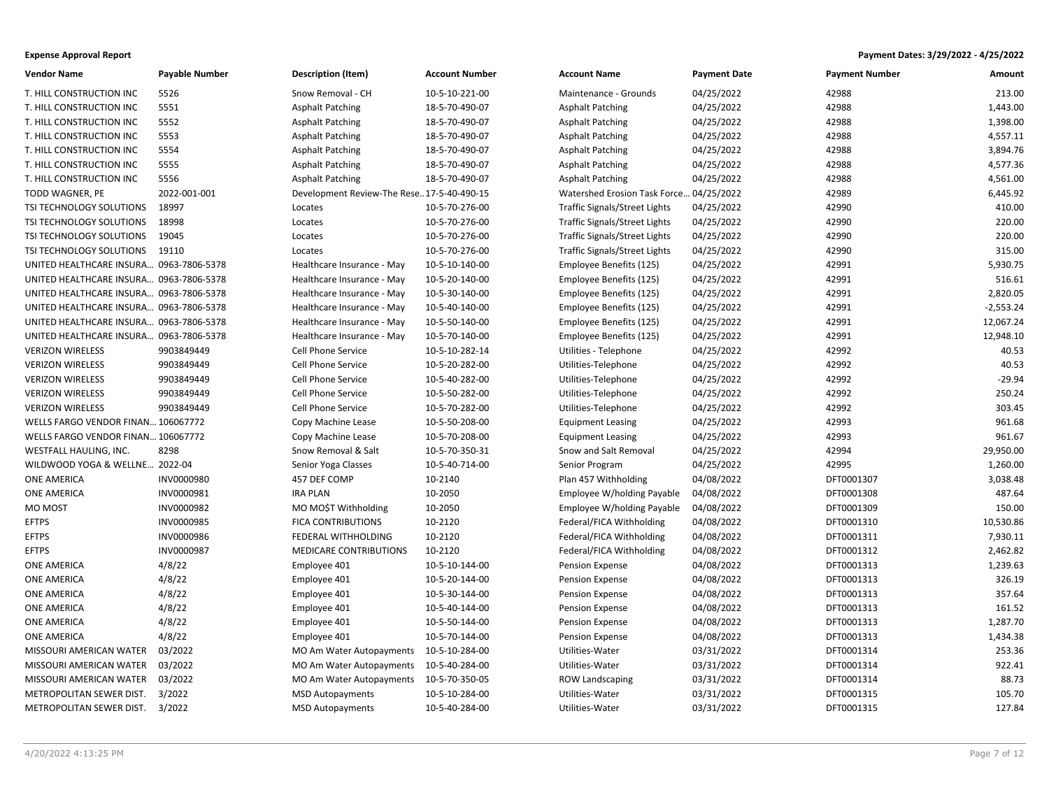**Expense Approval Report**

**Payment Dates: 3/29/2022 - 4/25/2022**

| Vendor Name | Payable Number | Description (Item) | Account Number | Account Name | Payment Date | Payment Number | Amount |
|---|---|---|---|---|---|---|---|
| T. HILL CONSTRUCTION INC | 5526 | Snow Removal - CH | 10-5-10-221-00 | Maintenance - Grounds | 04/25/2022 | 42988 | 213.00 |
| T. HILL CONSTRUCTION INC | 5551 | Asphalt Patching | 18-5-70-490-07 | Asphalt Patching | 04/25/2022 | 42988 | 1,443.00 |
| T. HILL CONSTRUCTION INC | 5552 | Asphalt Patching | 18-5-70-490-07 | Asphalt Patching | 04/25/2022 | 42988 | 1,398.00 |
| T. HILL CONSTRUCTION INC | 5553 | Asphalt Patching | 18-5-70-490-07 | Asphalt Patching | 04/25/2022 | 42988 | 4,557.11 |
| T. HILL CONSTRUCTION INC | 5554 | Asphalt Patching | 18-5-70-490-07 | Asphalt Patching | 04/25/2022 | 42988 | 3,894.76 |
| T. HILL CONSTRUCTION INC | 5555 | Asphalt Patching | 18-5-70-490-07 | Asphalt Patching | 04/25/2022 | 42988 | 4,577.36 |
| T. HILL CONSTRUCTION INC | 5556 | Asphalt Patching | 18-5-70-490-07 | Asphalt Patching | 04/25/2022 | 42988 | 4,561.00 |
| TODD WAGNER, PE | 2022-001-001 | Development Review-The Rese... | 17-5-40-490-15 | Watershed Erosion Task Force... | 04/25/2022 | 42989 | 6,445.92 |
| TSI TECHNOLOGY SOLUTIONS | 18997 | Locates | 10-5-70-276-00 | Traffic Signals/Street Lights | 04/25/2022 | 42990 | 410.00 |
| TSI TECHNOLOGY SOLUTIONS | 18998 | Locates | 10-5-70-276-00 | Traffic Signals/Street Lights | 04/25/2022 | 42990 | 220.00 |
| TSI TECHNOLOGY SOLUTIONS | 19045 | Locates | 10-5-70-276-00 | Traffic Signals/Street Lights | 04/25/2022 | 42990 | 220.00 |
| TSI TECHNOLOGY SOLUTIONS | 19110 | Locates | 10-5-70-276-00 | Traffic Signals/Street Lights | 04/25/2022 | 42990 | 315.00 |
| UNITED HEALTHCARE INSURA... | 0963-7806-5378 | Healthcare Insurance - May | 10-5-10-140-00 | Employee Benefits (125) | 04/25/2022 | 42991 | 5,930.75 |
| UNITED HEALTHCARE INSURA... | 0963-7806-5378 | Healthcare Insurance - May | 10-5-20-140-00 | Employee Benefits (125) | 04/25/2022 | 42991 | 516.61 |
| UNITED HEALTHCARE INSURA... | 0963-7806-5378 | Healthcare Insurance - May | 10-5-30-140-00 | Employee Benefits (125) | 04/25/2022 | 42991 | 2,820.05 |
| UNITED HEALTHCARE INSURA... | 0963-7806-5378 | Healthcare Insurance - May | 10-5-40-140-00 | Employee Benefits (125) | 04/25/2022 | 42991 | -2,553.24 |
| UNITED HEALTHCARE INSURA... | 0963-7806-5378 | Healthcare Insurance - May | 10-5-50-140-00 | Employee Benefits (125) | 04/25/2022 | 42991 | 12,067.24 |
| UNITED HEALTHCARE INSURA... | 0963-7806-5378 | Healthcare Insurance - May | 10-5-70-140-00 | Employee Benefits (125) | 04/25/2022 | 42991 | 12,948.10 |
| VERIZON WIRELESS | 9903849449 | Cell Phone Service | 10-5-10-282-14 | Utilities - Telephone | 04/25/2022 | 42992 | 40.53 |
| VERIZON WIRELESS | 9903849449 | Cell Phone Service | 10-5-20-282-00 | Utilities-Telephone | 04/25/2022 | 42992 | 40.53 |
| VERIZON WIRELESS | 9903849449 | Cell Phone Service | 10-5-40-282-00 | Utilities-Telephone | 04/25/2022 | 42992 | -29.94 |
| VERIZON WIRELESS | 9903849449 | Cell Phone Service | 10-5-50-282-00 | Utilities-Telephone | 04/25/2022 | 42992 | 250.24 |
| VERIZON WIRELESS | 9903849449 | Cell Phone Service | 10-5-70-282-00 | Utilities-Telephone | 04/25/2022 | 42992 | 303.45 |
| WELLS FARGO VENDOR FINAN... | 106067772 | Copy Machine Lease | 10-5-50-208-00 | Equipment Leasing | 04/25/2022 | 42993 | 961.68 |
| WELLS FARGO VENDOR FINAN... | 106067772 | Copy Machine Lease | 10-5-70-208-00 | Equipment Leasing | 04/25/2022 | 42993 | 961.67 |
| WESTFALL HAULING, INC. | 8298 | Snow Removal & Salt | 10-5-70-350-31 | Snow and Salt Removal | 04/25/2022 | 42994 | 29,950.00 |
| WILDWOOD YOGA & WELLNE... | 2022-04 | Senior Yoga Classes | 10-5-40-714-00 | Senior Program | 04/25/2022 | 42995 | 1,260.00 |
| ONE AMERICA | INV0000980 | 457 DEF COMP | 10-2140 | Plan 457 Withholding | 04/08/2022 | DFT0001307 | 3,038.48 |
| ONE AMERICA | INV0000981 | IRA PLAN | 10-2050 | Employee W/holding Payable | 04/08/2022 | DFT0001308 | 487.64 |
| MO MOST | INV0000982 | MO MO$T Withholding | 10-2050 | Employee W/holding Payable | 04/08/2022 | DFT0001309 | 150.00 |
| EFTPS | INV0000985 | FICA CONTRIBUTIONS | 10-2120 | Federal/FICA Withholding | 04/08/2022 | DFT0001310 | 10,530.86 |
| EFTPS | INV0000986 | FEDERAL WITHHOLDING | 10-2120 | Federal/FICA Withholding | 04/08/2022 | DFT0001311 | 7,930.11 |
| EFTPS | INV0000987 | MEDICARE CONTRIBUTIONS | 10-2120 | Federal/FICA Withholding | 04/08/2022 | DFT0001312 | 2,462.82 |
| ONE AMERICA | 4/8/22 | Employee 401 | 10-5-10-144-00 | Pension Expense | 04/08/2022 | DFT0001313 | 1,239.63 |
| ONE AMERICA | 4/8/22 | Employee 401 | 10-5-20-144-00 | Pension Expense | 04/08/2022 | DFT0001313 | 326.19 |
| ONE AMERICA | 4/8/22 | Employee 401 | 10-5-30-144-00 | Pension Expense | 04/08/2022 | DFT0001313 | 357.64 |
| ONE AMERICA | 4/8/22 | Employee 401 | 10-5-40-144-00 | Pension Expense | 04/08/2022 | DFT0001313 | 161.52 |
| ONE AMERICA | 4/8/22 | Employee 401 | 10-5-50-144-00 | Pension Expense | 04/08/2022 | DFT0001313 | 1,287.70 |
| ONE AMERICA | 4/8/22 | Employee 401 | 10-5-70-144-00 | Pension Expense | 04/08/2022 | DFT0001313 | 1,434.38 |
| MISSOURI AMERICAN WATER | 03/2022 | MO Am Water Autopayments | 10-5-10-284-00 | Utilities-Water | 03/31/2022 | DFT0001314 | 253.36 |
| MISSOURI AMERICAN WATER | 03/2022 | MO Am Water Autopayments | 10-5-40-284-00 | Utilities-Water | 03/31/2022 | DFT0001314 | 922.41 |
| MISSOURI AMERICAN WATER | 03/2022 | MO Am Water Autopayments | 10-5-70-350-05 | ROW Landscaping | 03/31/2022 | DFT0001314 | 88.73 |
| METROPOLITAN SEWER DIST. | 3/2022 | MSD Autopayments | 10-5-10-284-00 | Utilities-Water | 03/31/2022 | DFT0001315 | 105.70 |
| METROPOLITAN SEWER DIST. | 3/2022 | MSD Autopayments | 10-5-40-284-00 | Utilities-Water | 03/31/2022 | DFT0001315 | 127.84 |

4/20/2022 4:13:25 PM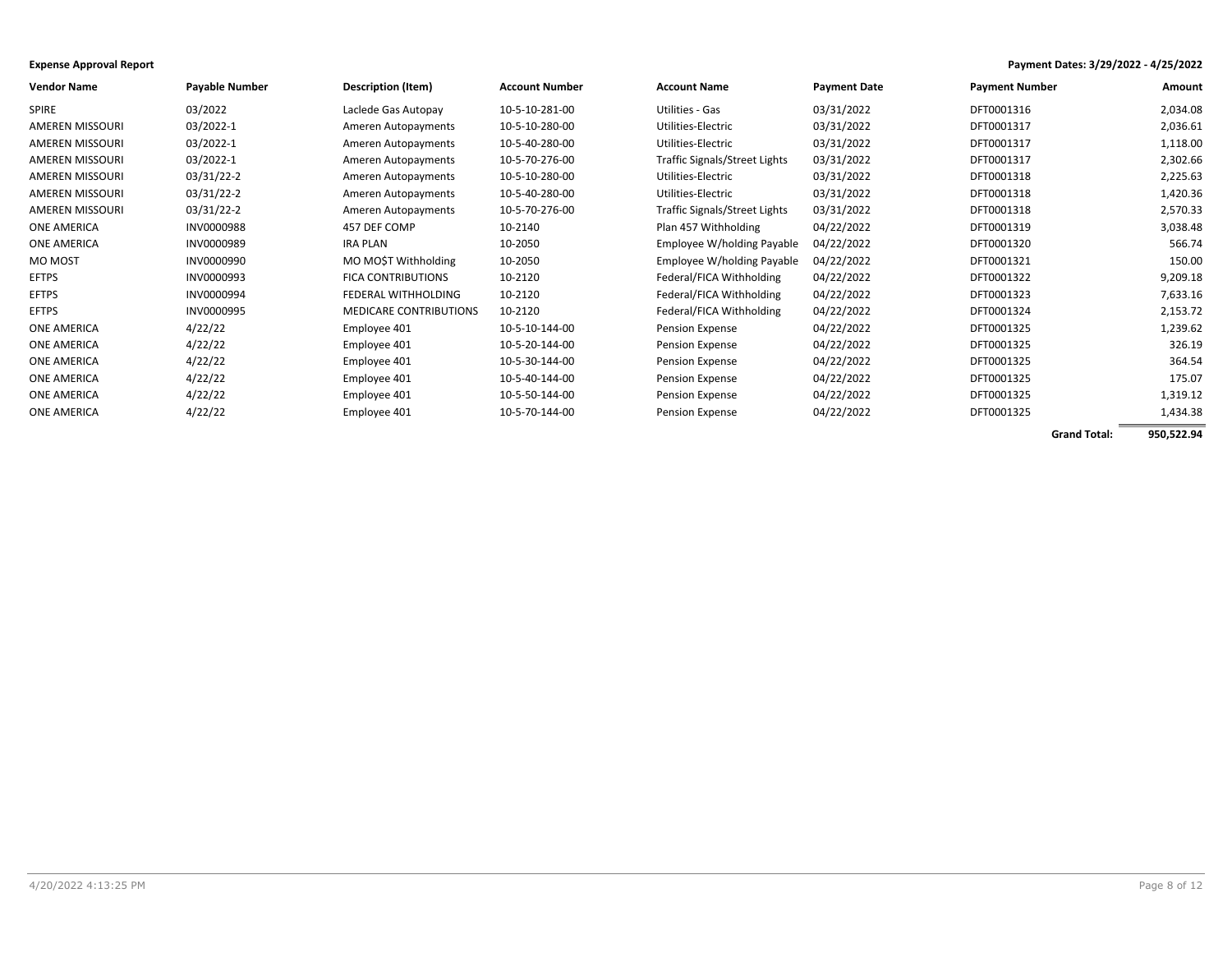**Expense Approval Report**

**Payment Dates: 3/29/2022 - 4/25/2022**

| Vendor Name | Payable Number | Description (Item) | Account Number | Account Name | Payment Date | Payment Number | Amount |
|---|---|---|---|---|---|---|---|
| SPIRE | 03/2022 | Laclede Gas Autopay | 10-5-10-281-00 | Utilities - Gas | 03/31/2022 | DFT0001316 | 2,034.08 |
| AMEREN MISSOURI | 03/2022-1 | Ameren Autopayments | 10-5-10-280-00 | Utilities-Electric | 03/31/2022 | DFT0001317 | 2,036.61 |
| AMEREN MISSOURI | 03/2022-1 | Ameren Autopayments | 10-5-40-280-00 | Utilities-Electric | 03/31/2022 | DFT0001317 | 1,118.00 |
| AMEREN MISSOURI | 03/2022-1 | Ameren Autopayments | 10-5-70-276-00 | Traffic Signals/Street Lights | 03/31/2022 | DFT0001317 | 2,302.66 |
| AMEREN MISSOURI | 03/31/22-2 | Ameren Autopayments | 10-5-10-280-00 | Utilities-Electric | 03/31/2022 | DFT0001318 | 2,225.63 |
| AMEREN MISSOURI | 03/31/22-2 | Ameren Autopayments | 10-5-40-280-00 | Utilities-Electric | 03/31/2022 | DFT0001318 | 1,420.36 |
| AMEREN MISSOURI | 03/31/22-2 | Ameren Autopayments | 10-5-70-276-00 | Traffic Signals/Street Lights | 03/31/2022 | DFT0001318 | 2,570.33 |
| ONE AMERICA | INV0000988 | 457 DEF COMP | 10-2140 | Plan 457 Withholding | 04/22/2022 | DFT0001319 | 3,038.48 |
| ONE AMERICA | INV0000989 | IRA PLAN | 10-2050 | Employee W/holding Payable | 04/22/2022 | DFT0001320 | 566.74 |
| MO MOST | INV0000990 | MO MO$T Withholding | 10-2050 | Employee W/holding Payable | 04/22/2022 | DFT0001321 | 150.00 |
| EFTPS | INV0000993 | FICA CONTRIBUTIONS | 10-2120 | Federal/FICA Withholding | 04/22/2022 | DFT0001322 | 9,209.18 |
| EFTPS | INV0000994 | FEDERAL WITHHOLDING | 10-2120 | Federal/FICA Withholding | 04/22/2022 | DFT0001323 | 7,633.16 |
| EFTPS | INV0000995 | MEDICARE CONTRIBUTIONS | 10-2120 | Federal/FICA Withholding | 04/22/2022 | DFT0001324 | 2,153.72 |
| ONE AMERICA | 4/22/22 | Employee 401 | 10-5-10-144-00 | Pension Expense | 04/22/2022 | DFT0001325 | 1,239.62 |
| ONE AMERICA | 4/22/22 | Employee 401 | 10-5-20-144-00 | Pension Expense | 04/22/2022 | DFT0001325 | 326.19 |
| ONE AMERICA | 4/22/22 | Employee 401 | 10-5-30-144-00 | Pension Expense | 04/22/2022 | DFT0001325 | 364.54 |
| ONE AMERICA | 4/22/22 | Employee 401 | 10-5-40-144-00 | Pension Expense | 04/22/2022 | DFT0001325 | 175.07 |
| ONE AMERICA | 4/22/22 | Employee 401 | 10-5-50-144-00 | Pension Expense | 04/22/2022 | DFT0001325 | 1,319.12 |
| ONE AMERICA | 4/22/22 | Employee 401 | 10-5-70-144-00 | Pension Expense | 04/22/2022 | DFT0001325 | 1,434.38 |
| | | | | | | **Grand Total:** | **950,522.94** |

4/20/2022 4:13:25 PM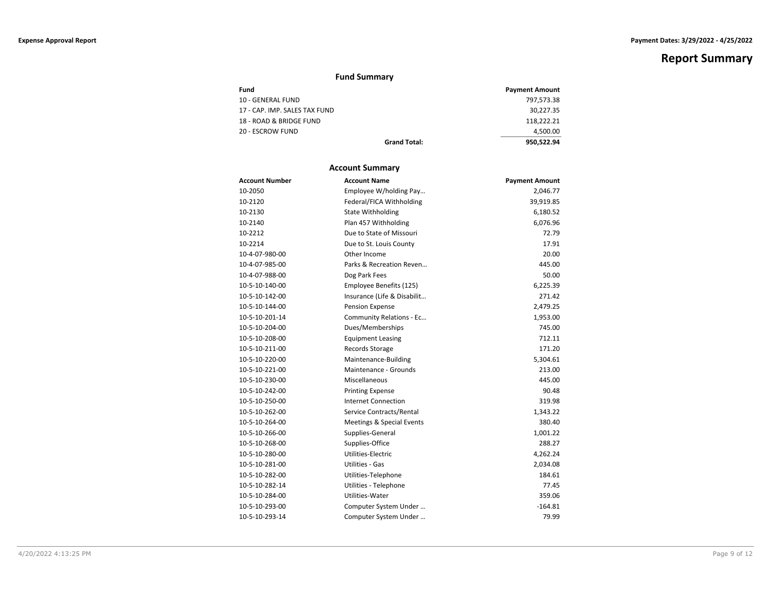# Report Summary

## Fund Summary

| Fund | | Payment Amount |
|---|---|---|
| 10 - GENERAL FUND | | 797,573.38 |
| 17 - CAP. IMP. SALES TAX FUND | | 30,227.35 |
| 18 - ROAD & BRIDGE FUND | | 118,222.21 |
| 20 - ESCROW FUND | | 4,500.00 |
| | **Grand Total:** | **950,522.94** |

## Account Summary

| Account Number | Account Name | Payment Amount |
|---|---|---|
| 10-2050 | Employee W/holding Pay… | 2,046.77 |
| 10-2120 | Federal/FICA Withholding | 39,919.85 |
| 10-2130 | State Withholding | 6,180.52 |
| 10-2140 | Plan 457 Withholding | 6,076.96 |
| 10-2212 | Due to State of Missouri | 72.79 |
| 10-2214 | Due to St. Louis County | 17.91 |
| 10-4-07-980-00 | Other Income | 20.00 |
| 10-4-07-985-00 | Parks & Recreation Reven… | 445.00 |
| 10-4-07-988-00 | Dog Park Fees | 50.00 |
| 10-5-10-140-00 | Employee Benefits (125) | 6,225.39 |
| 10-5-10-142-00 | Insurance (Life & Disabilit… | 271.42 |
| 10-5-10-144-00 | Pension Expense | 2,479.25 |
| 10-5-10-201-14 | Community Relations - Ec… | 1,953.00 |
| 10-5-10-204-00 | Dues/Memberships | 745.00 |
| 10-5-10-208-00 | Equipment Leasing | 712.11 |
| 10-5-10-211-00 | Records Storage | 171.20 |
| 10-5-10-220-00 | Maintenance-Building | 5,304.61 |
| 10-5-10-221-00 | Maintenance - Grounds | 213.00 |
| 10-5-10-230-00 | Miscellaneous | 445.00 |
| 10-5-10-242-00 | Printing Expense | 90.48 |
| 10-5-10-250-00 | Internet Connection | 319.98 |
| 10-5-10-262-00 | Service Contracts/Rental | 1,343.22 |
| 10-5-10-264-00 | Meetings & Special Events | 380.40 |
| 10-5-10-266-00 | Supplies-General | 1,001.22 |
| 10-5-10-268-00 | Supplies-Office | 288.27 |
| 10-5-10-280-00 | Utilities-Electric | 4,262.24 |
| 10-5-10-281-00 | Utilities - Gas | 2,034.08 |
| 10-5-10-282-00 | Utilities-Telephone | 184.61 |
| 10-5-10-282-14 | Utilities - Telephone | 77.45 |
| 10-5-10-284-00 | Utilities-Water | 359.06 |
| 10-5-10-293-00 | Computer System Under … | -164.81 |
| 10-5-10-293-14 | Computer System Under … | 79.99 |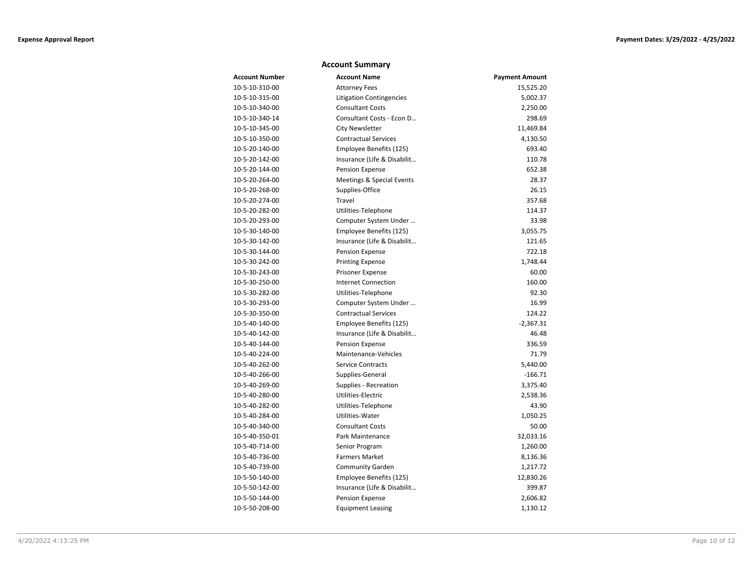## Account Summary

| Account Number | Account Name | Payment Amount |
|---|---|---|
| 10-5-10-310-00 | Attorney Fees | 15,525.20 |
| 10-5-10-315-00 | Litigation Contingencies | 5,002.37 |
| 10-5-10-340-00 | Consultant Costs | 2,250.00 |
| 10-5-10-340-14 | Consultant Costs - Econ D… | 298.69 |
| 10-5-10-345-00 | City Newsletter | 11,469.84 |
| 10-5-10-350-00 | Contractual Services | 4,130.50 |
| 10-5-20-140-00 | Employee Benefits (125) | 693.40 |
| 10-5-20-142-00 | Insurance (Life & Disabilit… | 110.78 |
| 10-5-20-144-00 | Pension Expense | 652.38 |
| 10-5-20-264-00 | Meetings & Special Events | 28.37 |
| 10-5-20-268-00 | Supplies-Office | 26.15 |
| 10-5-20-274-00 | Travel | 357.68 |
| 10-5-20-282-00 | Utilities-Telephone | 114.37 |
| 10-5-20-293-00 | Computer System Under … | 33.98 |
| 10-5-30-140-00 | Employee Benefits (125) | 3,055.75 |
| 10-5-30-142-00 | Insurance (Life & Disabilit… | 121.65 |
| 10-5-30-144-00 | Pension Expense | 722.18 |
| 10-5-30-242-00 | Printing Expense | 1,748.44 |
| 10-5-30-243-00 | Prisoner Expense | 60.00 |
| 10-5-30-250-00 | Internet Connection | 160.00 |
| 10-5-30-282-00 | Utilities-Telephone | 92.30 |
| 10-5-30-293-00 | Computer System Under … | 16.99 |
| 10-5-30-350-00 | Contractual Services | 124.22 |
| 10-5-40-140-00 | Employee Benefits (125) | -2,367.31 |
| 10-5-40-142-00 | Insurance (Life & Disabilit… | 46.48 |
| 10-5-40-144-00 | Pension Expense | 336.59 |
| 10-5-40-224-00 | Maintenance-Vehicles | 71.79 |
| 10-5-40-262-00 | Service Contracts | 5,440.00 |
| 10-5-40-266-00 | Supplies-General | -166.71 |
| 10-5-40-269-00 | Supplies - Recreation | 3,375.40 |
| 10-5-40-280-00 | Utilities-Electric | 2,538.36 |
| 10-5-40-282-00 | Utilities-Telephone | 43.90 |
| 10-5-40-284-00 | Utilities-Water | 1,050.25 |
| 10-5-40-340-00 | Consultant Costs | 50.00 |
| 10-5-40-350-01 | Park Maintenance | 32,033.16 |
| 10-5-40-714-00 | Senior Program | 1,260.00 |
| 10-5-40-736-00 | Farmers Market | 8,136.36 |
| 10-5-40-739-00 | Community Garden | 1,217.72 |
| 10-5-50-140-00 | Employee Benefits (125) | 12,830.26 |
| 10-5-50-142-00 | Insurance (Life & Disabilit… | 399.87 |
| 10-5-50-144-00 | Pension Expense | 2,606.82 |
| 10-5-50-208-00 | Equipment Leasing | 1,130.12 |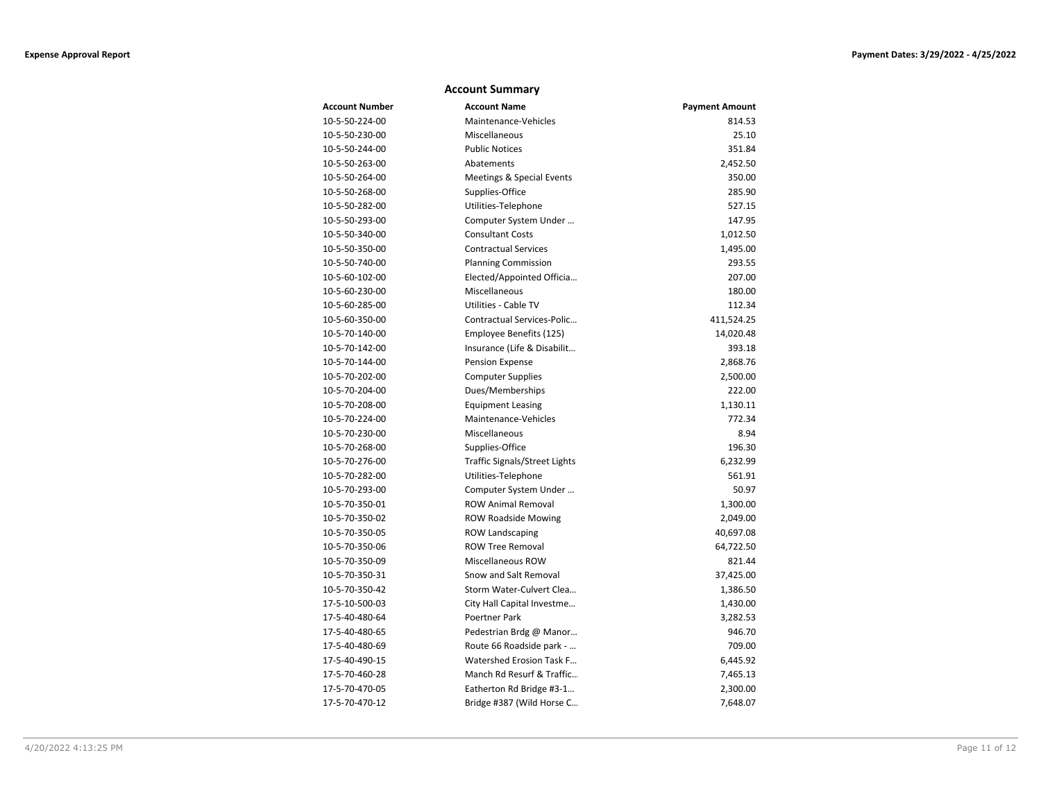## Account Summary

| Account Number | Account Name | Payment Amount |
|---|---|---|
| 10-5-50-224-00 | Maintenance-Vehicles | 814.53 |
| 10-5-50-230-00 | Miscellaneous | 25.10 |
| 10-5-50-244-00 | Public Notices | 351.84 |
| 10-5-50-263-00 | Abatements | 2,452.50 |
| 10-5-50-264-00 | Meetings & Special Events | 350.00 |
| 10-5-50-268-00 | Supplies-Office | 285.90 |
| 10-5-50-282-00 | Utilities-Telephone | 527.15 |
| 10-5-50-293-00 | Computer System Under … | 147.95 |
| 10-5-50-340-00 | Consultant Costs | 1,012.50 |
| 10-5-50-350-00 | Contractual Services | 1,495.00 |
| 10-5-50-740-00 | Planning Commission | 293.55 |
| 10-5-60-102-00 | Elected/Appointed Officia… | 207.00 |
| 10-5-60-230-00 | Miscellaneous | 180.00 |
| 10-5-60-285-00 | Utilities - Cable TV | 112.34 |
| 10-5-60-350-00 | Contractual Services-Polic… | 411,524.25 |
| 10-5-70-140-00 | Employee Benefits (125) | 14,020.48 |
| 10-5-70-142-00 | Insurance (Life & Disabilit… | 393.18 |
| 10-5-70-144-00 | Pension Expense | 2,868.76 |
| 10-5-70-202-00 | Computer Supplies | 2,500.00 |
| 10-5-70-204-00 | Dues/Memberships | 222.00 |
| 10-5-70-208-00 | Equipment Leasing | 1,130.11 |
| 10-5-70-224-00 | Maintenance-Vehicles | 772.34 |
| 10-5-70-230-00 | Miscellaneous | 8.94 |
| 10-5-70-268-00 | Supplies-Office | 196.30 |
| 10-5-70-276-00 | Traffic Signals/Street Lights | 6,232.99 |
| 10-5-70-282-00 | Utilities-Telephone | 561.91 |
| 10-5-70-293-00 | Computer System Under … | 50.97 |
| 10-5-70-350-01 | ROW Animal Removal | 1,300.00 |
| 10-5-70-350-02 | ROW Roadside Mowing | 2,049.00 |
| 10-5-70-350-05 | ROW Landscaping | 40,697.08 |
| 10-5-70-350-06 | ROW Tree Removal | 64,722.50 |
| 10-5-70-350-09 | Miscellaneous ROW | 821.44 |
| 10-5-70-350-31 | Snow and Salt Removal | 37,425.00 |
| 10-5-70-350-42 | Storm Water-Culvert Clea… | 1,386.50 |
| 17-5-10-500-03 | City Hall Capital Investme… | 1,430.00 |
| 17-5-40-480-64 | Poertner Park | 3,282.53 |
| 17-5-40-480-65 | Pedestrian Brdg @ Manor… | 946.70 |
| 17-5-40-480-69 | Route 66 Roadside park - … | 709.00 |
| 17-5-40-490-15 | Watershed Erosion Task F… | 6,445.92 |
| 17-5-70-460-28 | Manch Rd Resurf & Traffic… | 7,465.13 |
| 17-5-70-470-05 | Eatherton Rd Bridge #3-1… | 2,300.00 |
| 17-5-70-470-12 | Bridge #387 (Wild Horse C… | 7,648.07 |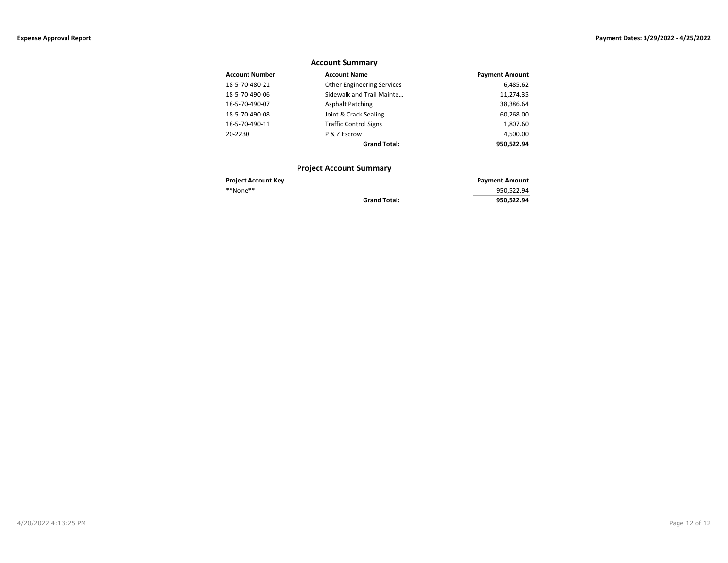## Account Summary

| Account Number | Account Name | Payment Amount |
|---|---|---|
| 18-5-70-480-21 | Other Engineering Services | 6,485.62 |
| 18-5-70-490-06 | Sidewalk and Trail Mainte… | 11,274.35 |
| 18-5-70-490-07 | Asphalt Patching | 38,386.64 |
| 18-5-70-490-08 | Joint & Crack Sealing | 60,268.00 |
| 18-5-70-490-11 | Traffic Control Signs | 1,807.60 |
| 20-2230 | P & Z Escrow | 4,500.00 |
| | **Grand Total:** | **950,522.94** |

## Project Account Summary

| Project Account Key | | Payment Amount |
|---|---|---|
| **None** | | 950,522.94 |
| | **Grand Total:** | **950,522.94** |